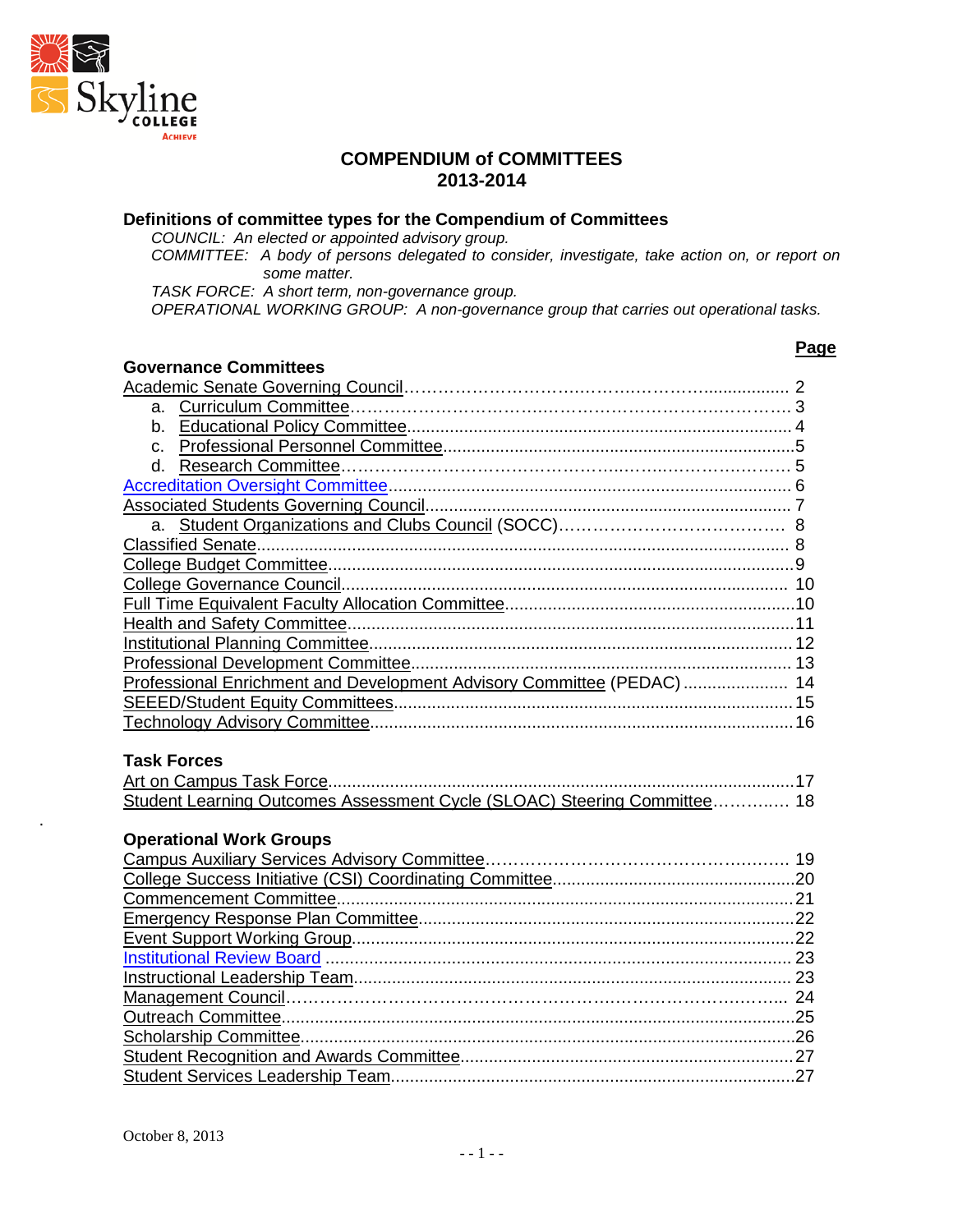# COMPENDIUM of COMMITTEES
## 2013-2014

### Definitions of committee types for the Compendium of Committees

*COUNCIL: An elected or appointed advisory group.*
*COMMITTEE: A body of persons delegated to consider, investigate, take action on, or report on some matter.*
*TASK FORCE: A short term, non-governance group.*
*OPERATIONAL WORKING GROUP: A non-governance group that carries out operational tasks.*

| | **Page** |
|---|---|
| **Governance Committees** | |
| Academic Senate Governing Council | 2 |
| a. Curriculum Committee | 3 |
| b. Educational Policy Committee | 4 |
| c. Professional Personnel Committee | 5 |
| d. Research Committee | 5 |
| Accreditation Oversight Committee | 6 |
| Associated Students Governing Council | 7 |
| a. Student Organizations and Clubs Council (SOCC) | 8 |
| Classified Senate | 8 |
| College Budget Committee | 9 |
| College Governance Council | 10 |
| Full Time Equivalent Faculty Allocation Committee | 10 |
| Health and Safety Committee | 11 |
| Institutional Planning Committee | 12 |
| Professional Development Committee | 13 |
| Professional Enrichment and Development Advisory Committee (PEDAC) | 14 |
| SEEED/Student Equity Committees | 15 |
| Technology Advisory Committee | 16 |
| **Task Forces** | |
| Art on Campus Task Force | 17 |
| Student Learning Outcomes Assessment Cycle (SLOAC) Steering Committee | 18 |
| **Operational Work Groups** | |
| Campus Auxiliary Services Advisory Committee | 19 |
| College Success Initiative (CSI) Coordinating Committee | 20 |
| Commencement Committee | 21 |
| Emergency Response Plan Committee | 22 |
| Event Support Working Group | 22 |
| Institutional Review Board | 23 |
| Instructional Leadership Team | 23 |
| Management Council | 24 |
| Outreach Committee | 25 |
| Scholarship Committee | 26 |
| Student Recognition and Awards Committee | 27 |
| Student Services Leadership Team | 27 |

October 8, 2013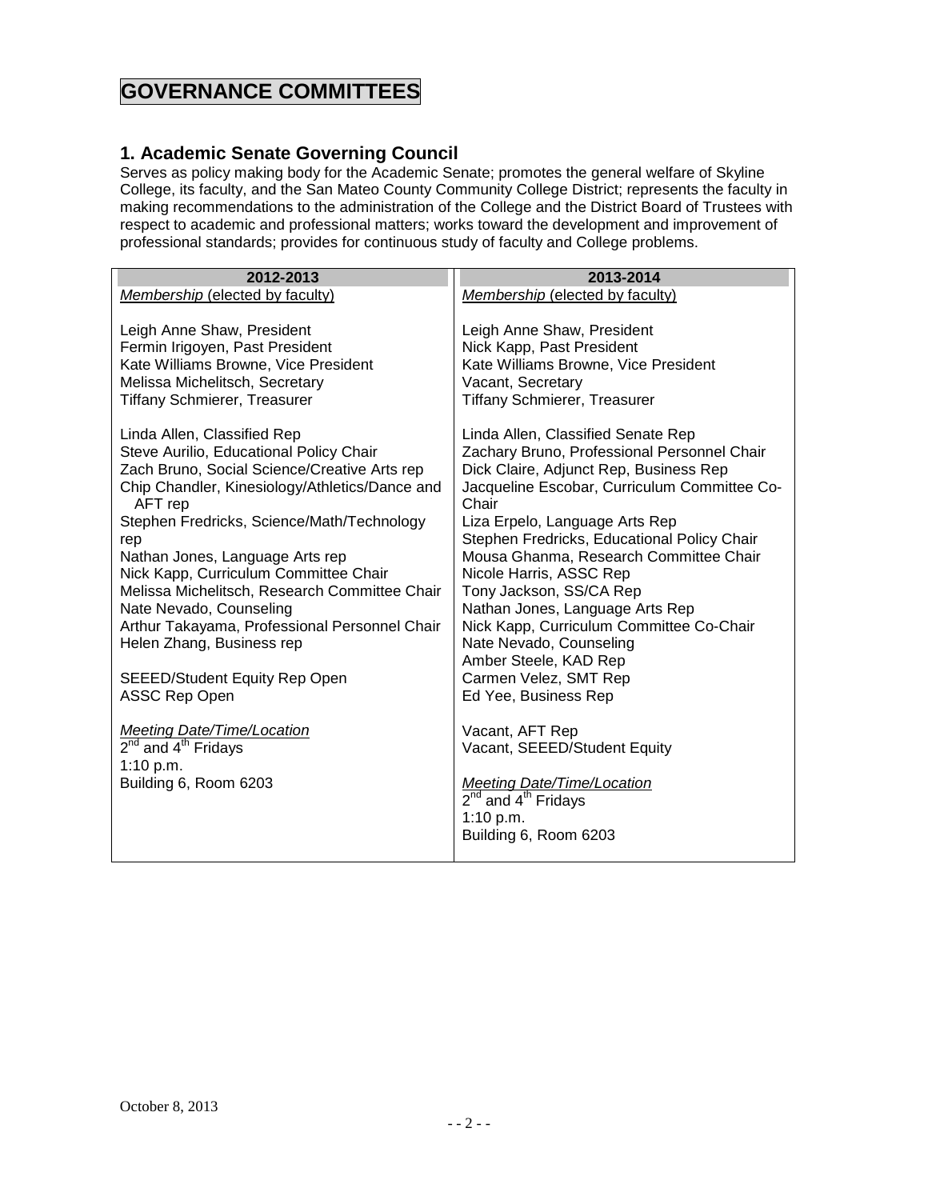# GOVERNANCE COMMITTEES

## 1. Academic Senate Governing Council

Serves as policy making body for the Academic Senate; promotes the general welfare of Skyline College, its faculty, and the San Mateo County Community College District; represents the faculty in making recommendations to the administration of the College and the District Board of Trustees with respect to academic and professional matters; works toward the development and improvement of professional standards; provides for continuous study of faculty and College problems.

| 2012-2013 | 2013-2014 |
|---|---|
| *Membership (elected by faculty)*<br><br>Leigh Anne Shaw, President<br>Fermin Irigoyen, Past President<br>Kate Williams Browne, Vice President<br>Melissa Michelitsch, Secretary<br>Tiffany Schmierer, Treasurer<br><br>Linda Allen, Classified Rep<br>Steve Aurilio, Educational Policy Chair<br>Zach Bruno, Social Science/Creative Arts rep<br>Chip Chandler, Kinesiology/Athletics/Dance and AFT rep<br>Stephen Fredricks, Science/Math/Technology rep<br>Nathan Jones, Language Arts rep<br>Nick Kapp, Curriculum Committee Chair<br>Melissa Michelitsch, Research Committee Chair<br>Nate Nevado, Counseling<br>Arthur Takayama, Professional Personnel Chair<br>Helen Zhang, Business rep<br><br>SEEED/Student Equity Rep Open<br>ASSC Rep Open<br><br>*Meeting Date/Time/Location*<br>2nd and 4th Fridays<br>1:10 p.m.<br>Building 6, Room 6203 | *Membership (elected by faculty)*<br><br>Leigh Anne Shaw, President<br>Nick Kapp, Past President<br>Kate Williams Browne, Vice President<br>Vacant, Secretary<br>Tiffany Schmierer, Treasurer<br><br>Linda Allen, Classified Senate Rep<br>Zachary Bruno, Professional Personnel Chair<br>Dick Claire, Adjunct Rep, Business Rep<br>Jacqueline Escobar, Curriculum Committee Co-Chair<br>Liza Erpelo, Language Arts Rep<br>Stephen Fredricks, Educational Policy Chair<br>Mousa Ghanma, Research Committee Chair<br>Nicole Harris, ASSC Rep<br>Tony Jackson, SS/CA Rep<br>Nathan Jones, Language Arts Rep<br>Nick Kapp, Curriculum Committee Co-Chair<br>Nate Nevado, Counseling<br>Amber Steele, KAD Rep<br>Carmen Velez, SMT Rep<br>Ed Yee, Business Rep<br><br>Vacant, AFT Rep<br>Vacant, SEEED/Student Equity<br><br>*Meeting Date/Time/Location*<br>2nd and 4th Fridays<br>1:10 p.m.<br>Building 6, Room 6203 |

October 8, 2013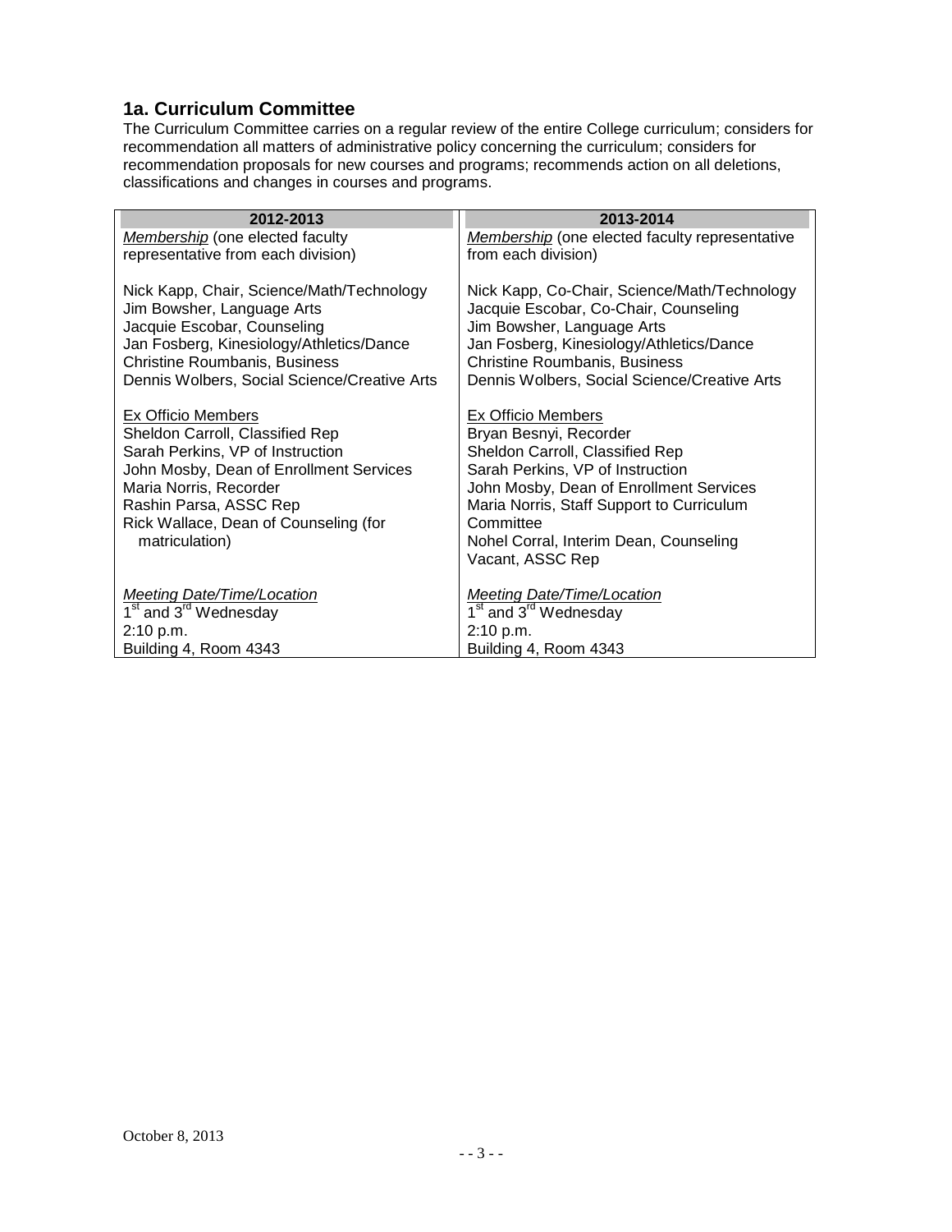## 1a. Curriculum Committee

The Curriculum Committee carries on a regular review of the entire College curriculum; considers for recommendation all matters of administrative policy concerning the curriculum; considers for recommendation proposals for new courses and programs; recommends action on all deletions, classifications and changes in courses and programs.

| 2012-2013 | 2013-2014 |
|---|---|
| *Membership* (one elected faculty representative from each division) | *Membership* (one elected faculty representative from each division) |
| Nick Kapp, Chair, Science/Math/Technology<br>Jim Bowsher, Language Arts<br>Jacquie Escobar, Counseling<br>Jan Fosberg, Kinesiology/Athletics/Dance<br>Christine Roumbanis, Business<br>Dennis Wolbers, Social Science/Creative Arts | Nick Kapp, Co-Chair, Science/Math/Technology<br>Jacquie Escobar, Co-Chair, Counseling<br>Jim Bowsher, Language Arts<br>Jan Fosberg, Kinesiology/Athletics/Dance<br>Christine Roumbanis, Business<br>Dennis Wolbers, Social Science/Creative Arts |
| Ex Officio Members<br>Sheldon Carroll, Classified Rep<br>Sarah Perkins, VP of Instruction<br>John Mosby, Dean of Enrollment Services<br>Maria Norris, Recorder<br>Rashin Parsa, ASSC Rep<br>Rick Wallace, Dean of Counseling (for matriculation) | Ex Officio Members<br>Bryan Besnyi, Recorder<br>Sheldon Carroll, Classified Rep<br>Sarah Perkins, VP of Instruction<br>John Mosby, Dean of Enrollment Services<br>Maria Norris, Staff Support to Curriculum Committee<br>Nohel Corral, Interim Dean, Counseling<br>Vacant, ASSC Rep |
| *Meeting Date/Time/Location*<br>1st and 3rd Wednesday<br>2:10 p.m.<br>Building 4, Room 4343 | *Meeting Date/Time/Location*<br>1st and 3rd Wednesday<br>2:10 p.m.<br>Building 4, Room 4343 |

October 8, 2013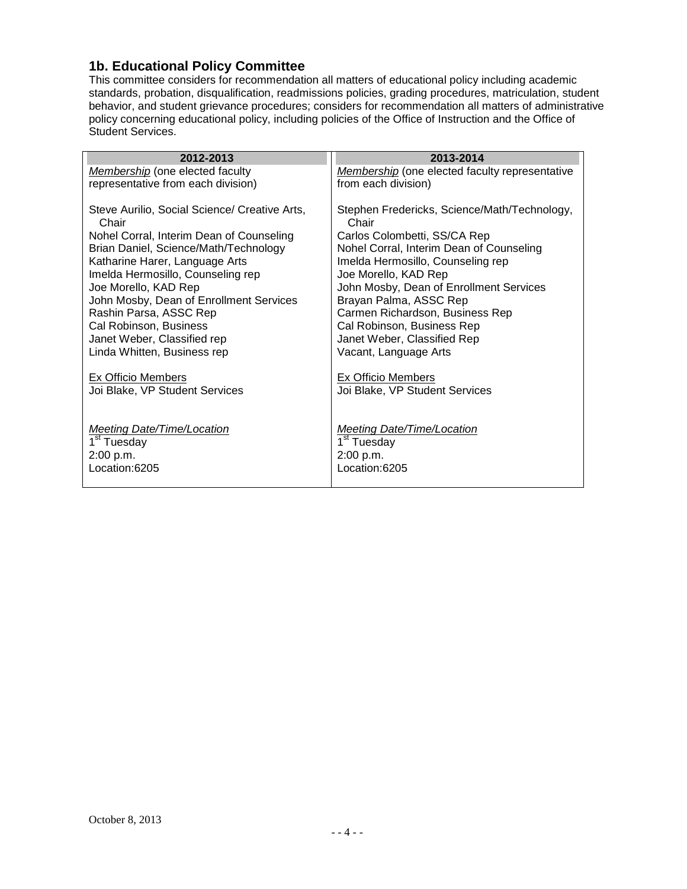## 1b. Educational Policy Committee

This committee considers for recommendation all matters of educational policy including academic standards, probation, disqualification, readmissions policies, grading procedures, matriculation, student behavior, and student grievance procedures; considers for recommendation all matters of administrative policy concerning educational policy, including policies of the Office of Instruction and the Office of Student Services.

| 2012-2013 | 2013-2014 |
| --- | --- |
| *Membership* (one elected faculty representative from each division) | *Membership* (one elected faculty representative from each division) |
| Steve Aurilio, Social Science/ Creative Arts, Chair<br>Nohel Corral, Interim Dean of Counseling<br>Brian Daniel, Science/Math/Technology<br>Katharine Harer, Language Arts<br>Imelda Hermosillo, Counseling rep<br>Joe Morello, KAD Rep<br>John Mosby, Dean of Enrollment Services<br>Rashin Parsa, ASSC Rep<br>Cal Robinson, Business<br>Janet Weber, Classified rep<br>Linda Whitten, Business rep | Stephen Fredericks, Science/Math/Technology, Chair<br>Carlos Colombetti, SS/CA Rep<br>Nohel Corral, Interim Dean of Counseling<br>Imelda Hermosillo, Counseling rep<br>Joe Morello, KAD Rep<br>John Mosby, Dean of Enrollment Services<br>Brayan Palma, ASSC Rep<br>Carmen Richardson, Business Rep<br>Cal Robinson, Business Rep<br>Janet Weber, Classified Rep<br>Vacant, Language Arts |
| Ex Officio Members<br>Joi Blake, VP Student Services | Ex Officio Members<br>Joi Blake, VP Student Services |
| *Meeting Date/Time/Location*<br>1st Tuesday<br>2:00 p.m.<br>Location:6205 | *Meeting Date/Time/Location*<br>1st Tuesday<br>2:00 p.m.<br>Location:6205 |

October 8, 2013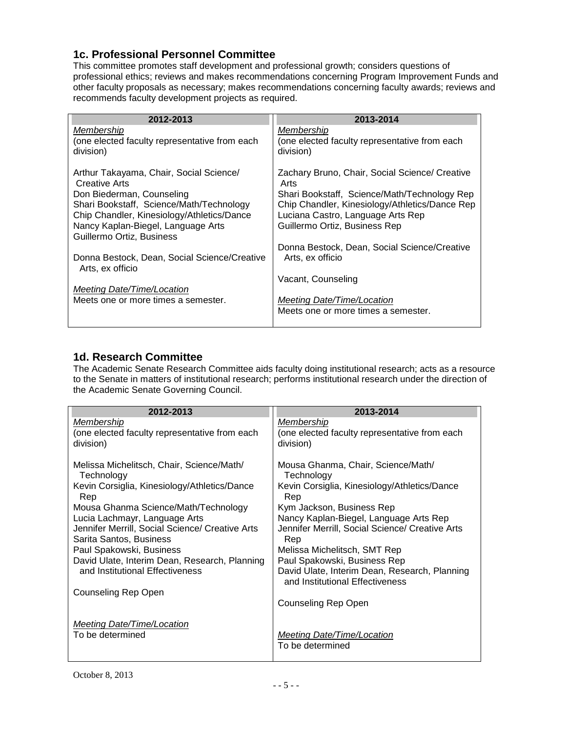## 1c. Professional Personnel Committee

This committee promotes staff development and professional growth; considers questions of professional ethics; reviews and makes recommendations concerning Program Improvement Funds and other faculty proposals as necessary; makes recommendations concerning faculty awards; reviews and recommends faculty development projects as required.

| 2012-2013 | 2013-2014 |
|---|---|
| *Membership*<br>(one elected faculty representative from each division)<br><br>Arthur Takayama, Chair, Social Science/ Creative Arts<br>Don Biederman, Counseling<br>Shari Bookstaff, Science/Math/Technology<br>Chip Chandler, Kinesiology/Athletics/Dance<br>Nancy Kaplan-Biegel, Language Arts<br>Guillermo Ortiz, Business<br><br>Donna Bestock, Dean, Social Science/Creative Arts, ex officio<br><br>*Meeting Date/Time/Location*<br>Meets one or more times a semester. | *Membership*<br>(one elected faculty representative from each division)<br><br>Zachary Bruno, Chair, Social Science/ Creative Arts<br>Shari Bookstaff, Science/Math/Technology Rep<br>Chip Chandler, Kinesiology/Athletics/Dance Rep<br>Luciana Castro, Language Arts Rep<br>Guillermo Ortiz, Business Rep<br><br>Donna Bestock, Dean, Social Science/Creative Arts, ex officio<br><br>Vacant, Counseling<br><br>*Meeting Date/Time/Location*<br>Meets one or more times a semester. |

## 1d. Research Committee

The Academic Senate Research Committee aids faculty doing institutional research; acts as a resource to the Senate in matters of institutional research; performs institutional research under the direction of the Academic Senate Governing Council.

| 2012-2013 | 2013-2014 |
|---|---|
| *Membership*<br>(one elected faculty representative from each division)<br><br>Melissa Michelitsch, Chair, Science/Math/ Technology<br>Kevin Corsiglia, Kinesiology/Athletics/Dance Rep<br>Mousa Ghanma Science/Math/Technology<br>Lucia Lachmayr, Language Arts<br>Jennifer Merrill, Social Science/ Creative Arts<br>Sarita Santos, Business<br>Paul Spakowski, Business<br>David Ulate, Interim Dean, Research, Planning and Institutional Effectiveness<br><br>Counseling Rep Open<br><br>*Meeting Date/Time/Location*<br>To be determined | *Membership*<br>(one elected faculty representative from each division)<br><br>Mousa Ghanma, Chair, Science/Math/ Technology<br>Kevin Corsiglia, Kinesiology/Athletics/Dance Rep<br>Kym Jackson, Business Rep<br>Nancy Kaplan-Biegel, Language Arts Rep<br>Jennifer Merrill, Social Science/ Creative Arts Rep<br>Melissa Michelitsch, SMT Rep<br>Paul Spakowski, Business Rep<br>David Ulate, Interim Dean, Research, Planning and Institutional Effectiveness<br><br>Counseling Rep Open<br><br>*Meeting Date/Time/Location*<br>To be determined |

October 8, 2013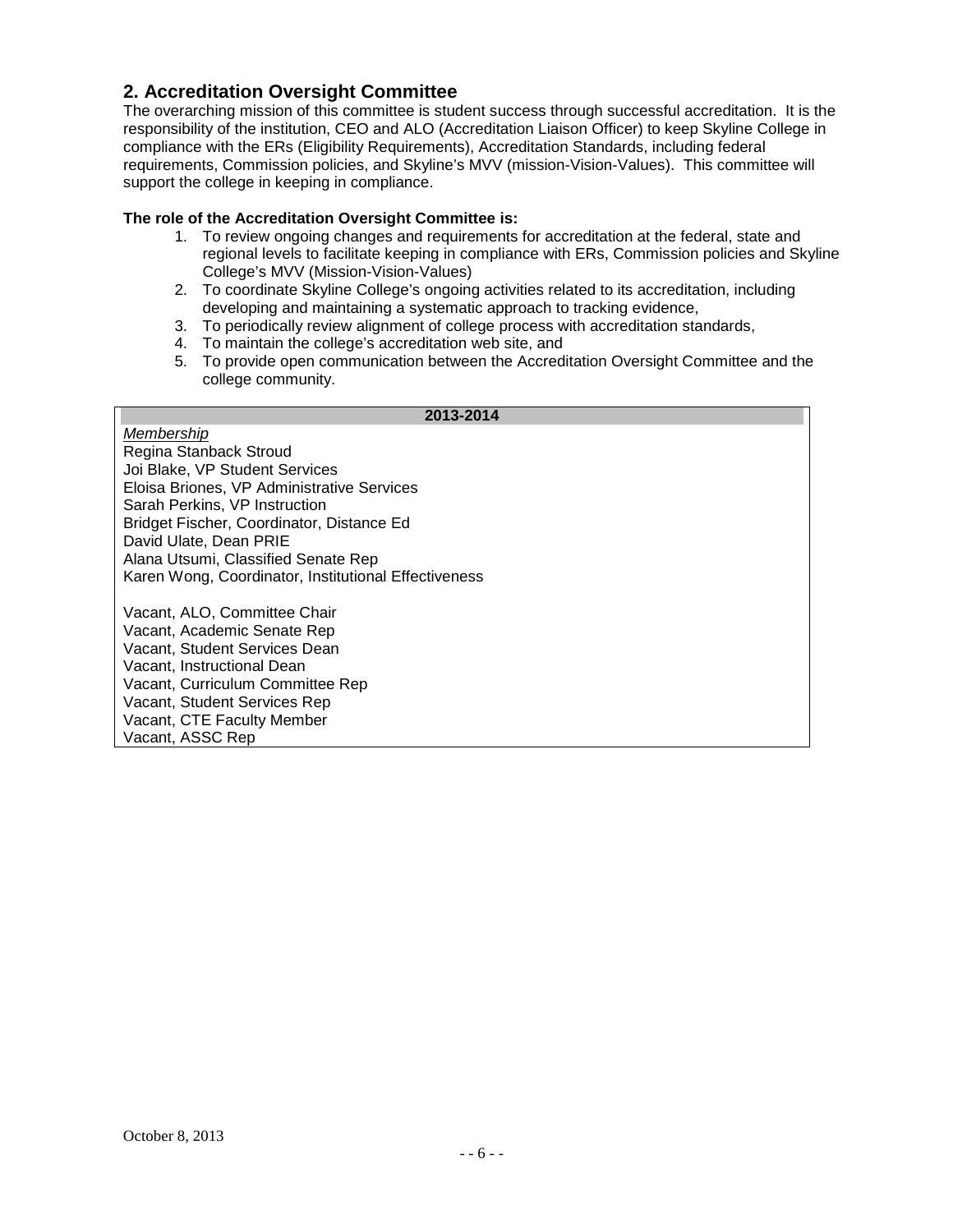## 2. Accreditation Oversight Committee

The overarching mission of this committee is student success through successful accreditation. It is the responsibility of the institution, CEO and ALO (Accreditation Liaison Officer) to keep Skyline College in compliance with the ERs (Eligibility Requirements), Accreditation Standards, including federal requirements, Commission policies, and Skyline's MVV (mission-Vision-Values). This committee will support the college in keeping in compliance.

**The role of the Accreditation Oversight Committee is:**

1. To review ongoing changes and requirements for accreditation at the federal, state and regional levels to facilitate keeping in compliance with ERs, Commission policies and Skyline College's MVV (Mission-Vision-Values)
2. To coordinate Skyline College's ongoing activities related to its accreditation, including developing and maintaining a systematic approach to tracking evidence,
3. To periodically review alignment of college process with accreditation standards,
4. To maintain the college's accreditation web site, and
5. To provide open communication between the Accreditation Oversight Committee and the college community.

| 2013-2014 |
|---|
| *Membership*<br>Regina Stanback Stroud<br>Joi Blake, VP Student Services<br>Eloisa Briones, VP Administrative Services<br>Sarah Perkins, VP Instruction<br>Bridget Fischer, Coordinator, Distance Ed<br>David Ulate, Dean PRIE<br>Alana Utsumi, Classified Senate Rep<br>Karen Wong, Coordinator, Institutional Effectiveness<br><br>Vacant, ALO, Committee Chair<br>Vacant, Academic Senate Rep<br>Vacant, Student Services Dean<br>Vacant, Instructional Dean<br>Vacant, Curriculum Committee Rep<br>Vacant, Student Services Rep<br>Vacant, CTE Faculty Member<br>Vacant, ASSC Rep |

October 8, 2013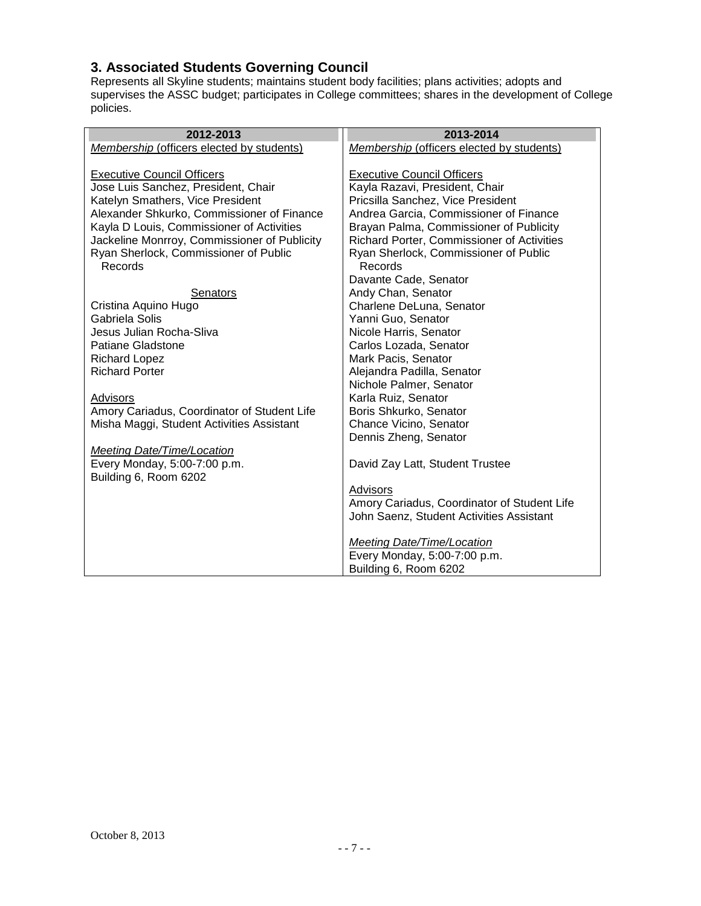## 3. Associated Students Governing Council

Represents all Skyline students; maintains student body facilities; plans activities; adopts and supervises the ASSC budget; participates in College committees; shares in the development of College policies.

| 2012-2013 | 2013-2014 |
|---|---|
| *Membership* (officers elected by students)<br><br>Executive Council Officers<br>Jose Luis Sanchez, President, Chair<br>Katelyn Smathers, Vice President<br>Alexander Shkurko, Commissioner of Finance<br>Kayla D Louis, Commissioner of Activities<br>Jackeline Monrroy, Commissioner of Publicity<br>Ryan Sherlock, Commissioner of Public Records<br><br>Senators<br>Cristina Aquino Hugo<br>Gabriela Solis<br>Jesus Julian Rocha-Sliva<br>Patiane Gladstone<br>Richard Lopez<br>Richard Porter<br><br>Advisors<br>Amory Cariadus, Coordinator of Student Life<br>Misha Maggi, Student Activities Assistant<br><br>*Meeting Date/Time/Location*<br>Every Monday, 5:00-7:00 p.m.<br>Building 6, Room 6202 | *Membership* (officers elected by students)<br><br>Executive Council Officers<br>Kayla Razavi, President, Chair<br>Pricsilla Sanchez, Vice President<br>Andrea Garcia, Commissioner of Finance<br>Brayan Palma, Commissioner of Publicity<br>Richard Porter, Commissioner of Activities<br>Ryan Sherlock, Commissioner of Public Records<br>Davante Cade, Senator<br>Andy Chan, Senator<br>Charlene DeLuna, Senator<br>Yanni Guo, Senator<br>Nicole Harris, Senator<br>Carlos Lozada, Senator<br>Mark Pacis, Senator<br>Alejandra Padilla, Senator<br>Nichole Palmer, Senator<br>Karla Ruiz, Senator<br>Boris Shkurko, Senator<br>Chance Vicino, Senator<br>Dennis Zheng, Senator<br><br>David Zay Latt, Student Trustee<br><br>Advisors<br>Amory Cariadus, Coordinator of Student Life<br>John Saenz, Student Activities Assistant<br><br>*Meeting Date/Time/Location*<br>Every Monday, 5:00-7:00 p.m.<br>Building 6, Room 6202 |

October 8, 2013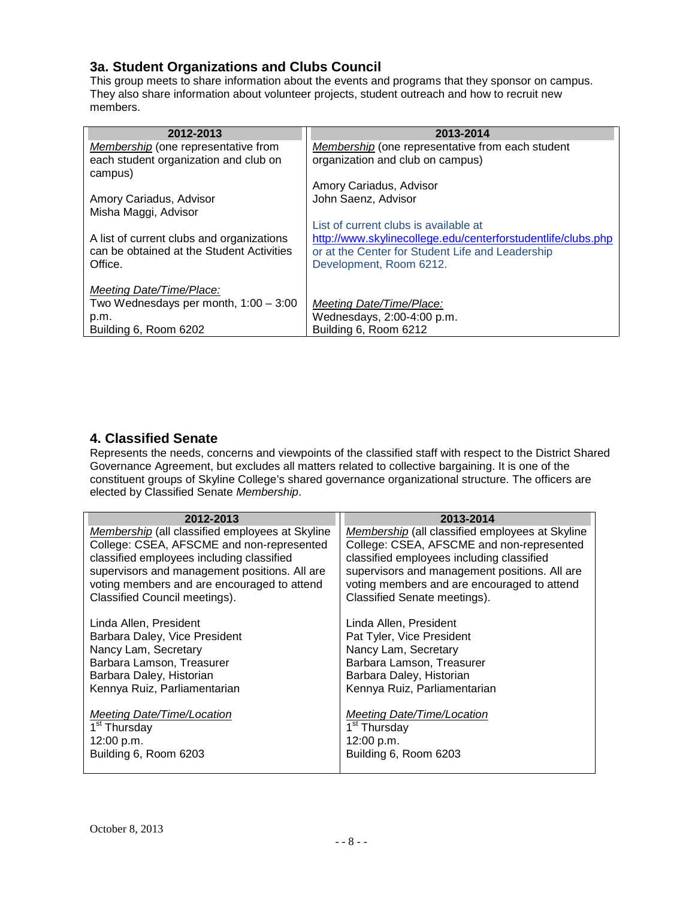## 3a. Student Organizations and Clubs Council

This group meets to share information about the events and programs that they sponsor on campus. They also share information about volunteer projects, student outreach and how to recruit new members.

| 2012-2013 | 2013-2014 |
|---|---|
| *Membership* (one representative from each student organization and club on campus)<br><br>Amory Cariadus, Advisor<br>Misha Maggi, Advisor<br><br>A list of current clubs and organizations can be obtained at the Student Activities Office.<br><br>*Meeting Date/Time/Place:*<br>Two Wednesdays per month, 1:00 – 3:00 p.m.<br>Building 6, Room 6202 | *Membership* (one representative from each student organization and club on campus)<br><br>Amory Cariadus, Advisor<br>John Saenz, Advisor<br><br>List of current clubs is available at http://www.skylinecollege.edu/centerforstudentlife/clubs.php or at the Center for Student Life and Leadership Development, Room 6212.<br><br>*Meeting Date/Time/Place:*<br>Wednesdays, 2:00-4:00 p.m.<br>Building 6, Room 6212 |

## 4. Classified Senate

Represents the needs, concerns and viewpoints of the classified staff with respect to the District Shared Governance Agreement, but excludes all matters related to collective bargaining. It is one of the constituent groups of Skyline College's shared governance organizational structure. The officers are elected by Classified Senate *Membership*.

| 2012-2013 | 2013-2014 |
|---|---|
| *Membership* (all classified employees at Skyline College: CSEA, AFSCME and non-represented classified employees including classified supervisors and management positions. All are voting members and are encouraged to attend Classified Council meetings).<br><br>Linda Allen, President<br>Barbara Daley, Vice President<br>Nancy Lam, Secretary<br>Barbara Lamson, Treasurer<br>Barbara Daley, Historian<br>Kennya Ruiz, Parliamentarian<br><br>*Meeting Date/Time/Location*<br>1st Thursday<br>12:00 p.m.<br>Building 6, Room 6203 | *Membership* (all classified employees at Skyline College: CSEA, AFSCME and non-represented classified employees including classified supervisors and management positions. All are voting members and are encouraged to attend Classified Senate meetings).<br><br>Linda Allen, President<br>Pat Tyler, Vice President<br>Nancy Lam, Secretary<br>Barbara Lamson, Treasurer<br>Barbara Daley, Historian<br>Kennya Ruiz, Parliamentarian<br><br>*Meeting Date/Time/Location*<br>1st Thursday<br>12:00 p.m.<br>Building 6, Room 6203 |

October 8, 2013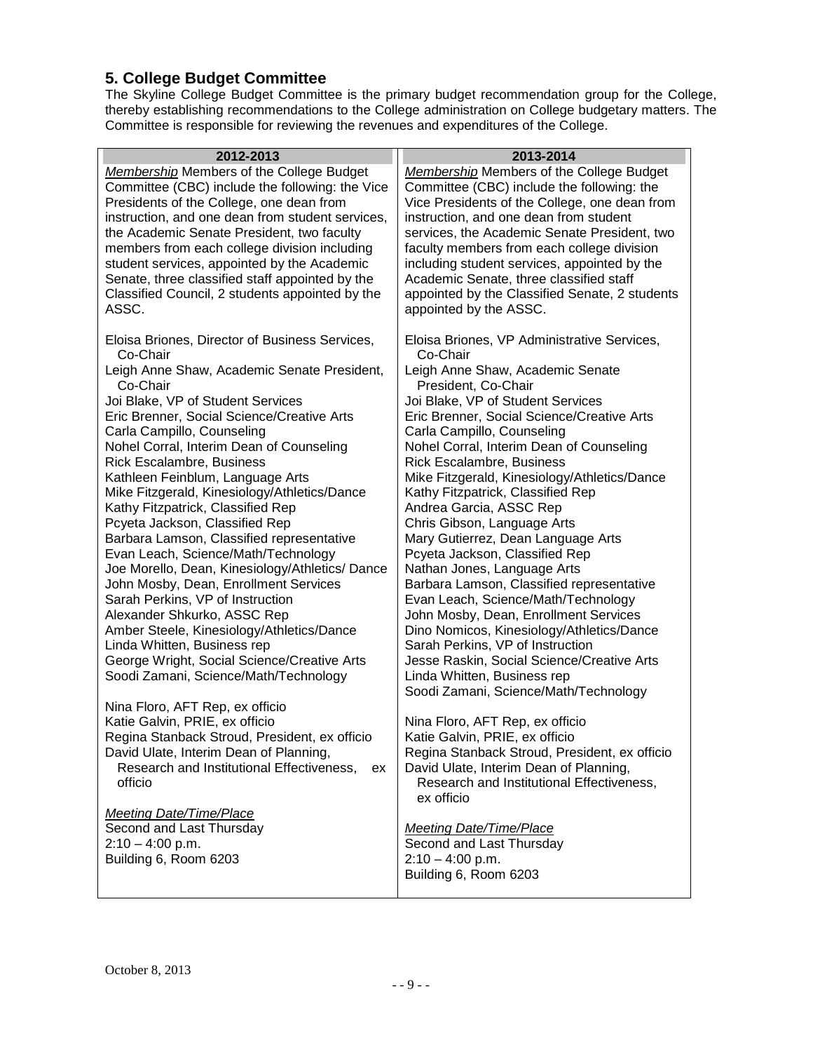## 5. College Budget Committee

The Skyline College Budget Committee is the primary budget recommendation group for the College, thereby establishing recommendations to the College administration on College budgetary matters. The Committee is responsible for reviewing the revenues and expenditures of the College.

| 2012-2013 | 2013-2014 |
|---|---|
| *Membership* Members of the College Budget Committee (CBC) include the following: the Vice Presidents of the College, one dean from instruction, and one dean from student services, the Academic Senate President, two faculty members from each college division including student services, appointed by the Academic Senate, three classified staff appointed by the Classified Council, 2 students appointed by the ASSC. | *Membership* Members of the College Budget Committee (CBC) include the following: the Vice Presidents of the College, one dean from instruction, and one dean from student services, the Academic Senate President, two faculty members from each college division including student services, appointed by the Academic Senate, three classified staff appointed by the Classified Senate, 2 students appointed by the ASSC. |
| Eloisa Briones, Director of Business Services, Co-Chair<br>Leigh Anne Shaw, Academic Senate President, Co-Chair<br>Joi Blake, VP of Student Services<br>Eric Brenner, Social Science/Creative Arts<br>Carla Campillo, Counseling<br>Nohel Corral, Interim Dean of Counseling<br>Rick Escalambre, Business<br>Kathleen Feinblum, Language Arts<br>Mike Fitzgerald, Kinesiology/Athletics/Dance<br>Kathy Fitzpatrick, Classified Rep<br>Pcyeta Jackson, Classified Rep<br>Barbara Lamson, Classified representative<br>Evan Leach, Science/Math/Technology<br>Joe Morello, Dean, Kinesiology/Athletics/ Dance<br>John Mosby, Dean, Enrollment Services<br>Sarah Perkins, VP of Instruction<br>Alexander Shkurko, ASSC Rep<br>Amber Steele, Kinesiology/Athletics/Dance<br>Linda Whitten, Business rep<br>George Wright, Social Science/Creative Arts<br>Soodi Zamani, Science/Math/Technology | Eloisa Briones, VP Administrative Services, Co-Chair<br>Leigh Anne Shaw, Academic Senate President, Co-Chair<br>Joi Blake, VP of Student Services<br>Eric Brenner, Social Science/Creative Arts<br>Carla Campillo, Counseling<br>Nohel Corral, Interim Dean of Counseling<br>Rick Escalambre, Business<br>Mike Fitzgerald, Kinesiology/Athletics/Dance<br>Kathy Fitzpatrick, Classified Rep<br>Andrea Garcia, ASSC Rep<br>Chris Gibson, Language Arts<br>Mary Gutierrez, Dean Language Arts<br>Pcyeta Jackson, Classified Rep<br>Nathan Jones, Language Arts<br>Barbara Lamson, Classified representative<br>Evan Leach, Science/Math/Technology<br>John Mosby, Dean, Enrollment Services<br>Dino Nomicos, Kinesiology/Athletics/Dance<br>Sarah Perkins, VP of Instruction<br>Jesse Raskin, Social Science/Creative Arts<br>Linda Whitten, Business rep<br>Soodi Zamani, Science/Math/Technology |
| Nina Floro, AFT Rep, ex officio<br>Katie Galvin, PRIE, ex officio<br>Regina Stanback Stroud, President, ex officio<br>David Ulate, Interim Dean of Planning, Research and Institutional Effectiveness, ex officio | Nina Floro, AFT Rep, ex officio<br>Katie Galvin, PRIE, ex officio<br>Regina Stanback Stroud, President, ex officio<br>David Ulate, Interim Dean of Planning, Research and Institutional Effectiveness, ex officio |
| *Meeting Date/Time/Place*<br>Second and Last Thursday<br>2:10 – 4:00 p.m.<br>Building 6, Room 6203 | *Meeting Date/Time/Place*<br>Second and Last Thursday<br>2:10 – 4:00 p.m.<br>Building 6, Room 6203 |

October 8, 2013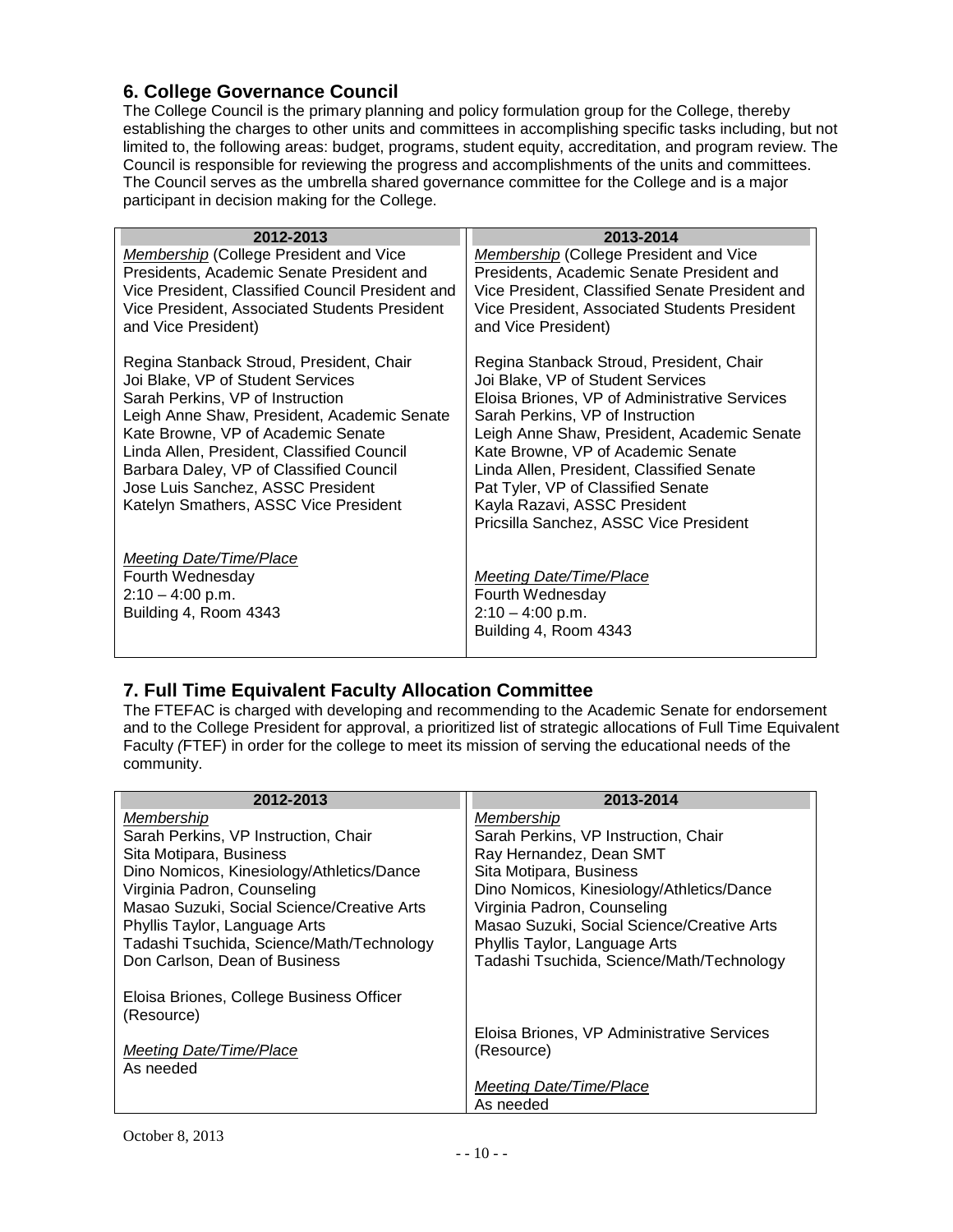## 6. College Governance Council

The College Council is the primary planning and policy formulation group for the College, thereby establishing the charges to other units and committees in accomplishing specific tasks including, but not limited to, the following areas: budget, programs, student equity, accreditation, and program review. The Council is responsible for reviewing the progress and accomplishments of the units and committees. The Council serves as the umbrella shared governance committee for the College and is a major participant in decision making for the College.

| 2012-2013 | 2013-2014 |
|---|---|
| *Membership* (College President and Vice Presidents, Academic Senate President and Vice President, Classified Council President and Vice President, Associated Students President and Vice President) | *Membership* (College President and Vice Presidents, Academic Senate President and Vice President, Classified Senate President and Vice President, Associated Students President and Vice President) |
| Regina Stanback Stroud, President, Chair<br>Joi Blake, VP of Student Services<br>Sarah Perkins, VP of Instruction<br>Leigh Anne Shaw, President, Academic Senate<br>Kate Browne, VP of Academic Senate<br>Linda Allen, President, Classified Council<br>Barbara Daley, VP of Classified Council<br>Jose Luis Sanchez, ASSC President<br>Katelyn Smathers, ASSC Vice President | Regina Stanback Stroud, President, Chair<br>Joi Blake, VP of Student Services<br>Eloisa Briones, VP of Administrative Services<br>Sarah Perkins, VP of Instruction<br>Leigh Anne Shaw, President, Academic Senate<br>Kate Browne, VP of Academic Senate<br>Linda Allen, President, Classified Senate<br>Pat Tyler, VP of Classified Senate<br>Kayla Razavi, ASSC President<br>Pricsilla Sanchez, ASSC Vice President |
| *Meeting Date/Time/Place*<br>Fourth Wednesday<br>2:10 – 4:00 p.m.<br>Building 4, Room 4343 | *Meeting Date/Time/Place*<br>Fourth Wednesday<br>2:10 – 4:00 p.m.<br>Building 4, Room 4343 |

## 7. Full Time Equivalent Faculty Allocation Committee

The FTEFAC is charged with developing and recommending to the Academic Senate for endorsement and to the College President for approval, a prioritized list of strategic allocations of Full Time Equivalent Faculty (FTEF) in order for the college to meet its mission of serving the educational needs of the community.

| 2012-2013 | 2013-2014 |
|---|---|
| *Membership*<br>Sarah Perkins, VP Instruction, Chair<br>Sita Motipara, Business<br>Dino Nomicos, Kinesiology/Athletics/Dance<br>Virginia Padron, Counseling<br>Masao Suzuki, Social Science/Creative Arts<br>Phyllis Taylor, Language Arts<br>Tadashi Tsuchida, Science/Math/Technology<br>Don Carlson, Dean of Business | *Membership*<br>Sarah Perkins, VP Instruction, Chair<br>Ray Hernandez, Dean SMT<br>Sita Motipara, Business<br>Dino Nomicos, Kinesiology/Athletics/Dance<br>Virginia Padron, Counseling<br>Masao Suzuki, Social Science/Creative Arts<br>Phyllis Taylor, Language Arts<br>Tadashi Tsuchida, Science/Math/Technology |
| Eloisa Briones, College Business Officer (Resource) | Eloisa Briones, VP Administrative Services (Resource) |
| *Meeting Date/Time/Place*<br>As needed | *Meeting Date/Time/Place*<br>As needed |

October 8, 2013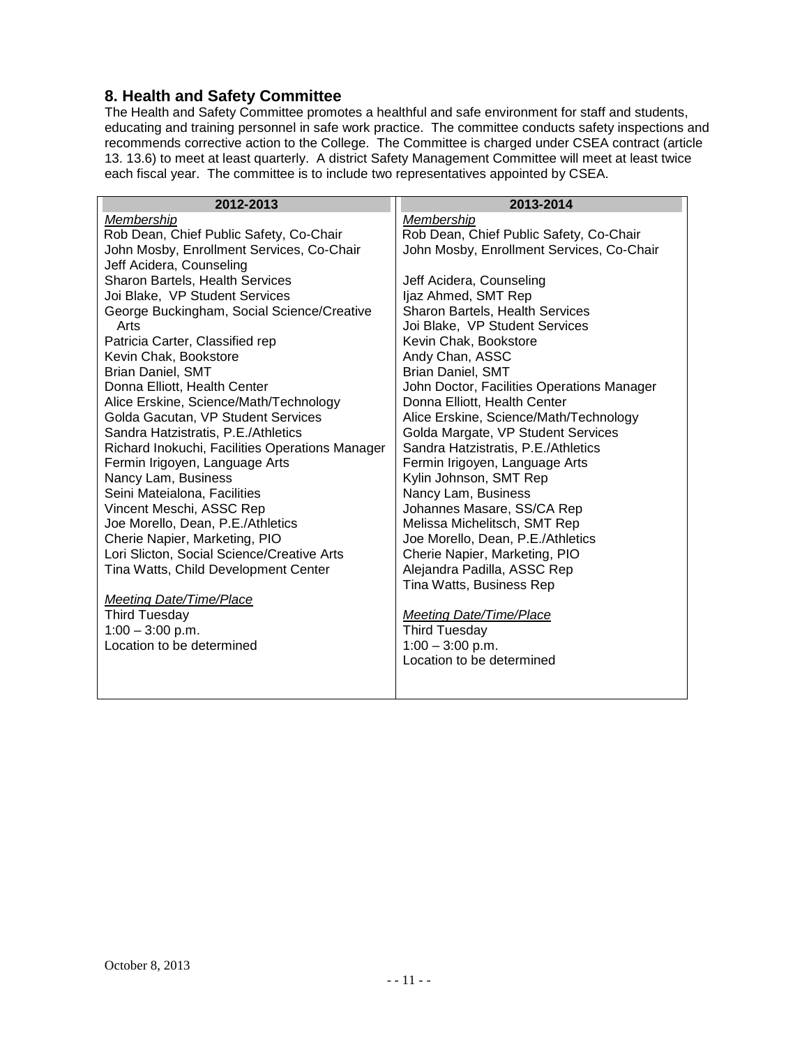## 8. Health and Safety Committee

The Health and Safety Committee promotes a healthful and safe environment for staff and students, educating and training personnel in safe work practice. The committee conducts safety inspections and recommends corrective action to the College. The Committee is charged under CSEA contract (article 13. 13.6) to meet at least quarterly. A district Safety Management Committee will meet at least twice each fiscal year. The committee is to include two representatives appointed by CSEA.

| 2012-2013 | 2013-2014 |
|---|---|
| *Membership*<br>Rob Dean, Chief Public Safety, Co-Chair<br>John Mosby, Enrollment Services, Co-Chair<br>Jeff Acidera, Counseling<br>Sharon Bartels, Health Services<br>Joi Blake, VP Student Services<br>George Buckingham, Social Science/Creative Arts<br>Patricia Carter, Classified rep<br>Kevin Chak, Bookstore<br>Brian Daniel, SMT<br>Donna Elliott, Health Center<br>Alice Erskine, Science/Math/Technology<br>Golda Gacutan, VP Student Services<br>Sandra Hatzistratis, P.E./Athletics<br>Richard Inokuchi, Facilities Operations Manager<br>Fermin Irigoyen, Language Arts<br>Nancy Lam, Business<br>Seini Mateialona, Facilities<br>Vincent Meschi, ASSC Rep<br>Joe Morello, Dean, P.E./Athletics<br>Cherie Napier, Marketing, PIO<br>Lori Slicton, Social Science/Creative Arts<br>Tina Watts, Child Development Center<br><br>*Meeting Date/Time/Place*<br>Third Tuesday<br>1:00 – 3:00 p.m.<br>Location to be determined | *Membership*<br>Rob Dean, Chief Public Safety, Co-Chair<br>John Mosby, Enrollment Services, Co-Chair<br><br>Jeff Acidera, Counseling<br>Ijaz Ahmed, SMT Rep<br>Sharon Bartels, Health Services<br>Joi Blake, VP Student Services<br>Kevin Chak, Bookstore<br>Andy Chan, ASSC<br>Brian Daniel, SMT<br>John Doctor, Facilities Operations Manager<br>Donna Elliott, Health Center<br>Alice Erskine, Science/Math/Technology<br>Golda Margate, VP Student Services<br>Sandra Hatzistratis, P.E./Athletics<br>Fermin Irigoyen, Language Arts<br>Kylin Johnson, SMT Rep<br>Nancy Lam, Business<br>Johannes Masare, SS/CA Rep<br>Melissa Michelitsch, SMT Rep<br>Joe Morello, Dean, P.E./Athletics<br>Cherie Napier, Marketing, PIO<br>Alejandra Padilla, ASSC Rep<br>Tina Watts, Business Rep<br><br>*Meeting Date/Time/Place*<br>Third Tuesday<br>1:00 – 3:00 p.m.<br>Location to be determined |

October 8, 2013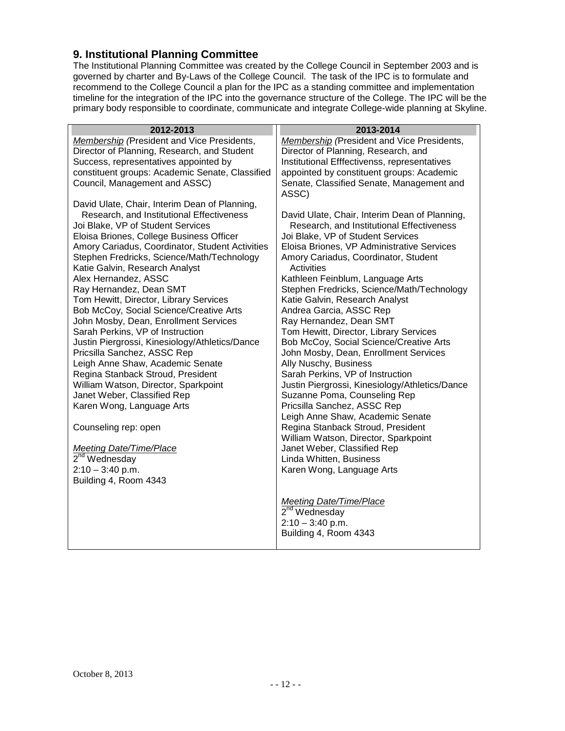## 9. Institutional Planning Committee

The Institutional Planning Committee was created by the College Council in September 2003 and is governed by charter and By-Laws of the College Council. The task of the IPC is to formulate and recommend to the College Council a plan for the IPC as a standing committee and implementation timeline for the integration of the IPC into the governance structure of the College. The IPC will be the primary body responsible to coordinate, communicate and integrate College-wide planning at Skyline.

| 2012-2013 | 2013-2014 |
|---|---|
| *Membership (President and Vice Presidents, Director of Planning, Research, and Student Success, representatives appointed by constituent groups: Academic Senate, Classified Council, Management and ASSC)*<br><br>David Ulate, Chair, Interim Dean of Planning, Research, and Institutional Effectiveness<br>Joi Blake, VP of Student Services<br>Eloisa Briones, College Business Officer<br>Amory Cariadus, Coordinator, Student Activities<br>Stephen Fredricks, Science/Math/Technology<br>Katie Galvin, Research Analyst<br>Alex Hernandez, ASSC<br>Ray Hernandez, Dean SMT<br>Tom Hewitt, Director, Library Services<br>Bob McCoy, Social Science/Creative Arts<br>John Mosby, Dean, Enrollment Services<br>Sarah Perkins, VP of Instruction<br>Justin Piergrossi, Kinesiology/Athletics/Dance<br>Pricsilla Sanchez, ASSC Rep<br>Leigh Anne Shaw, Academic Senate<br>Regina Stanback Stroud, President<br>William Watson, Director, Sparkpoint<br>Janet Weber, Classified Rep<br>Karen Wong, Language Arts<br><br>Counseling rep: open<br><br>*Meeting Date/Time/Place*<br>2nd Wednesday<br>2:10 – 3:40 p.m.<br>Building 4, Room 4343 | *Membership (President and Vice Presidents, Director of Planning, Research, and Institutional Efffectivenss, representatives appointed by constituent groups: Academic Senate, Classified Senate, Management and ASSC)*<br><br>David Ulate, Chair, Interim Dean of Planning, Research, and Institutional Effectiveness<br>Joi Blake, VP of Student Services<br>Eloisa Briones, VP Administrative Services<br>Amory Cariadus, Coordinator, Student Activities<br>Kathleen Feinblum, Language Arts<br>Stephen Fredricks, Science/Math/Technology<br>Katie Galvin, Research Analyst<br>Andrea Garcia, ASSC Rep<br>Ray Hernandez, Dean SMT<br>Tom Hewitt, Director, Library Services<br>Bob McCoy, Social Science/Creative Arts<br>John Mosby, Dean, Enrollment Services<br>Ally Nuschy, Business<br>Sarah Perkins, VP of Instruction<br>Justin Piergrossi, Kinesiology/Athletics/Dance<br>Suzanne Poma, Counseling Rep<br>Pricsilla Sanchez, ASSC Rep<br>Leigh Anne Shaw, Academic Senate<br>Regina Stanback Stroud, President<br>William Watson, Director, Sparkpoint<br>Janet Weber, Classified Rep<br>Linda Whitten, Business<br>Karen Wong, Language Arts<br><br>*Meeting Date/Time/Place*<br>2nd Wednesday<br>2:10 – 3:40 p.m.<br>Building 4, Room 4343 |

October 8, 2013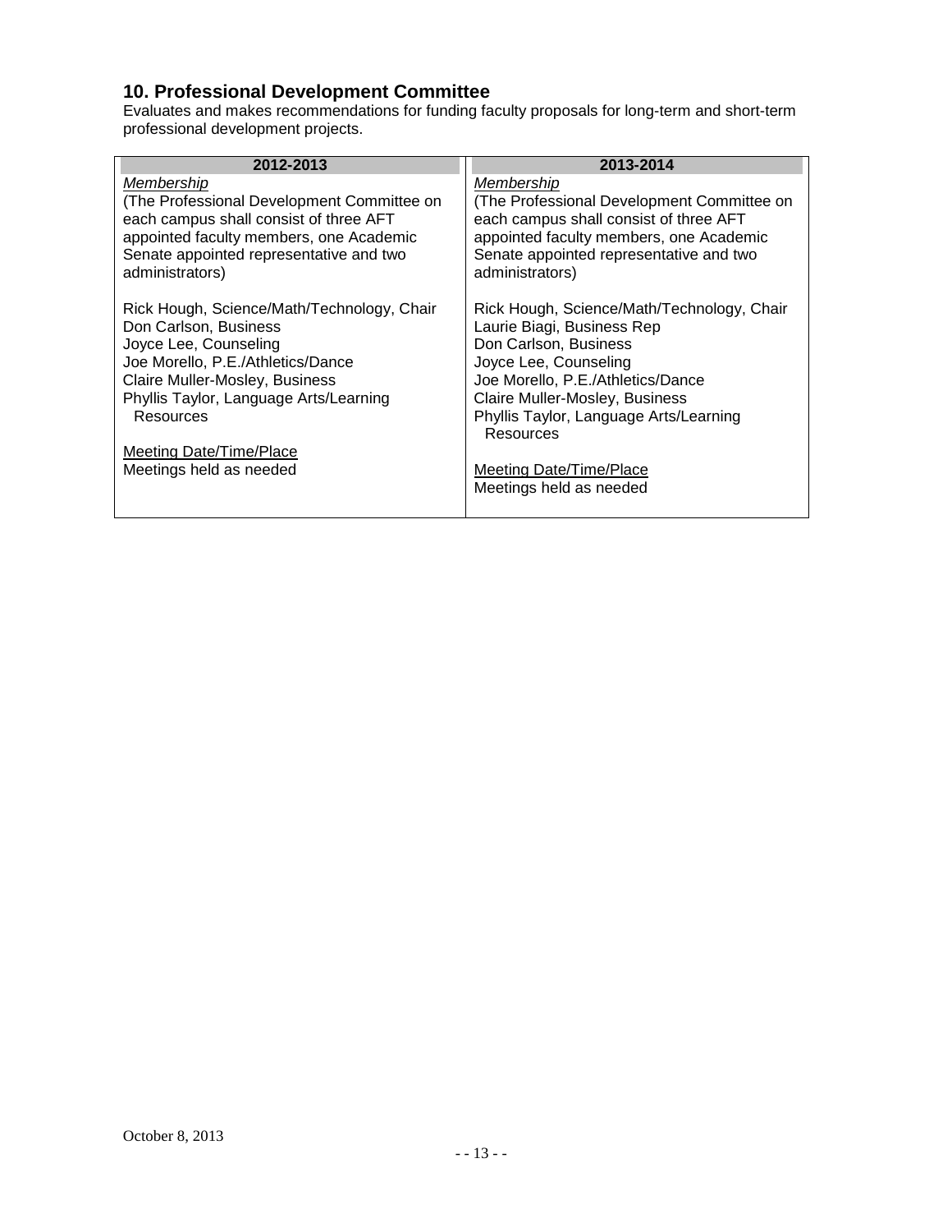## 10. Professional Development Committee

Evaluates and makes recommendations for funding faculty proposals for long-term and short-term professional development projects.

| 2012-2013 | 2013-2014 |
|---|---|
| *Membership*<br>(The Professional Development Committee on each campus shall consist of three AFT appointed faculty members, one Academic Senate appointed representative and two administrators)<br><br>Rick Hough, Science/Math/Technology, Chair<br>Don Carlson, Business<br>Joyce Lee, Counseling<br>Joe Morello, P.E./Athletics/Dance<br>Claire Muller-Mosley, Business<br>Phyllis Taylor, Language Arts/Learning Resources<br><br>Meeting Date/Time/Place<br>Meetings held as needed | *Membership*<br>(The Professional Development Committee on each campus shall consist of three AFT appointed faculty members, one Academic Senate appointed representative and two administrators)<br><br>Rick Hough, Science/Math/Technology, Chair<br>Laurie Biagi, Business Rep<br>Don Carlson, Business<br>Joyce Lee, Counseling<br>Joe Morello, P.E./Athletics/Dance<br>Claire Muller-Mosley, Business<br>Phyllis Taylor, Language Arts/Learning Resources<br><br>Meeting Date/Time/Place<br>Meetings held as needed |

October 8, 2013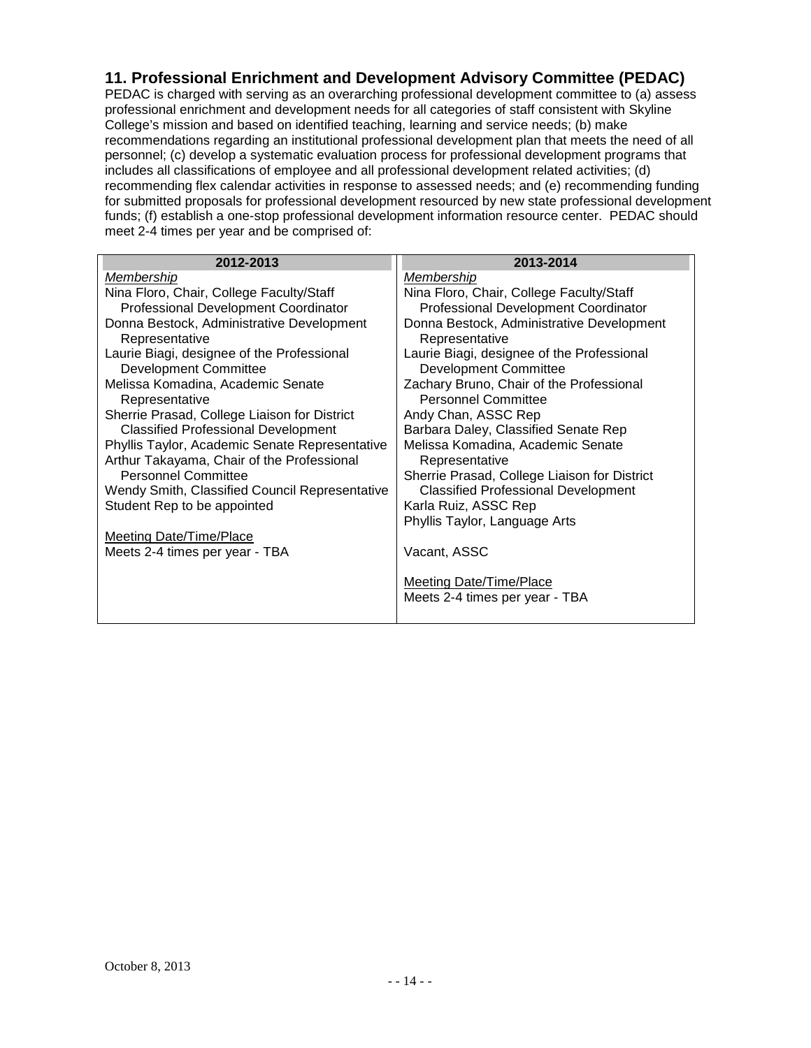## 11. Professional Enrichment and Development Advisory Committee (PEDAC)

PEDAC is charged with serving as an overarching professional development committee to (a) assess professional enrichment and development needs for all categories of staff consistent with Skyline College's mission and based on identified teaching, learning and service needs; (b) make recommendations regarding an institutional professional development plan that meets the need of all personnel; (c) develop a systematic evaluation process for professional development programs that includes all classifications of employee and all professional development related activities; (d) recommending flex calendar activities in response to assessed needs; and (e) recommending funding for submitted proposals for professional development resourced by new state professional development funds; (f) establish a one-stop professional development information resource center. PEDAC should meet 2-4 times per year and be comprised of:

| 2012-2013 | 2013-2014 |
|---|---|
| *Membership*<br>Nina Floro, Chair, College Faculty/Staff Professional Development Coordinator<br>Donna Bestock, Administrative Development Representative<br>Laurie Biagi, designee of the Professional Development Committee<br>Melissa Komadina, Academic Senate Representative<br>Sherrie Prasad, College Liaison for District Classified Professional Development<br>Phyllis Taylor, Academic Senate Representative<br>Arthur Takayama, Chair of the Professional Personnel Committee<br>Wendy Smith, Classified Council Representative<br>Student Rep to be appointed<br><br>Meeting Date/Time/Place<br>Meets 2-4 times per year - TBA | *Membership*<br>Nina Floro, Chair, College Faculty/Staff Professional Development Coordinator<br>Donna Bestock, Administrative Development Representative<br>Laurie Biagi, designee of the Professional Development Committee<br>Zachary Bruno, Chair of the Professional Personnel Committee<br>Andy Chan, ASSC Rep<br>Barbara Daley, Classified Senate Rep<br>Melissa Komadina, Academic Senate Representative<br>Sherrie Prasad, College Liaison for District Classified Professional Development<br>Karla Ruiz, ASSC Rep<br>Phyllis Taylor, Language Arts<br><br>Vacant, ASSC<br><br>Meeting Date/Time/Place<br>Meets 2-4 times per year - TBA |

October 8, 2013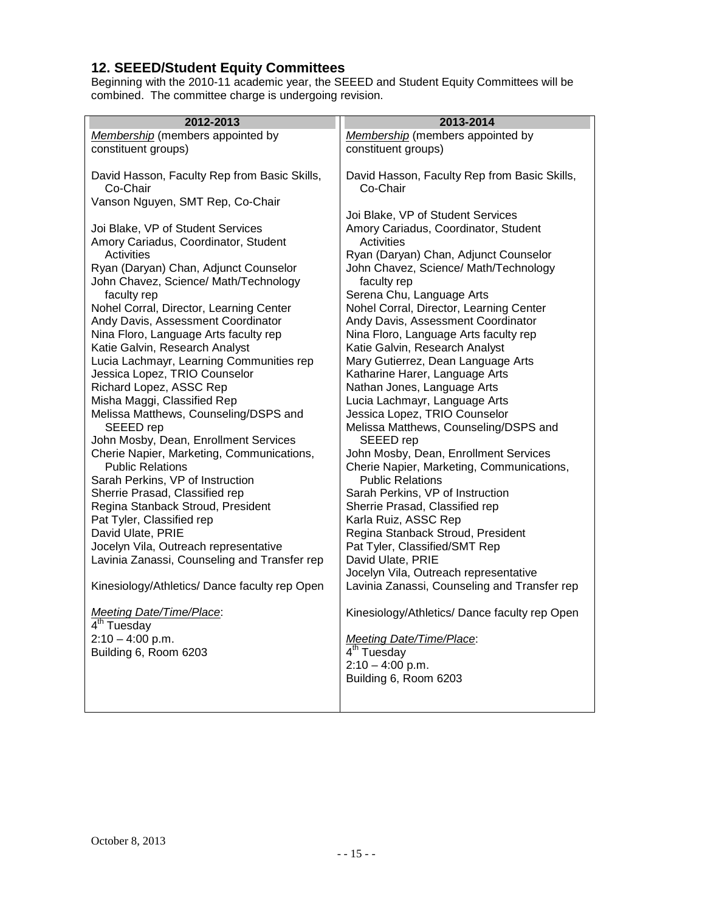## 12. SEEED/Student Equity Committees

Beginning with the 2010-11 academic year, the SEEED and Student Equity Committees will be combined. The committee charge is undergoing revision.

| 2012-2013 | 2013-2014 |
|---|---|
| *Membership* (members appointed by constituent groups)<br><br>David Hasson, Faculty Rep from Basic Skills, Co-Chair<br>Vanson Nguyen, SMT Rep, Co-Chair<br><br>Joi Blake, VP of Student Services<br>Amory Cariadus, Coordinator, Student Activities<br>Ryan (Daryan) Chan, Adjunct Counselor<br>John Chavez, Science/ Math/Technology faculty rep<br>Nohel Corral, Director, Learning Center<br>Andy Davis, Assessment Coordinator<br>Nina Floro, Language Arts faculty rep<br>Katie Galvin, Research Analyst<br>Lucia Lachmayr, Learning Communities rep<br>Jessica Lopez, TRIO Counselor<br>Richard Lopez, ASSC Rep<br>Misha Maggi, Classified Rep<br>Melissa Matthews, Counseling/DSPS and SEEED rep<br>John Mosby, Dean, Enrollment Services<br>Cherie Napier, Marketing, Communications, Public Relations<br>Sarah Perkins, VP of Instruction<br>Sherrie Prasad, Classified rep<br>Regina Stanback Stroud, President<br>Pat Tyler, Classified rep<br>David Ulate, PRIE<br>Jocelyn Vila, Outreach representative<br>Lavinia Zanassi, Counseling and Transfer rep<br><br>Kinesiology/Athletics/ Dance faculty rep Open<br><br>*Meeting Date/Time/Place*:<br>4th Tuesday<br>2:10 – 4:00 p.m.<br>Building 6, Room 6203 | *Membership* (members appointed by constituent groups)<br><br>David Hasson, Faculty Rep from Basic Skills, Co-Chair<br><br>Joi Blake, VP of Student Services<br>Amory Cariadus, Coordinator, Student Activities<br>Ryan (Daryan) Chan, Adjunct Counselor<br>John Chavez, Science/ Math/Technology faculty rep<br>Serena Chu, Language Arts<br>Nohel Corral, Director, Learning Center<br>Andy Davis, Assessment Coordinator<br>Nina Floro, Language Arts faculty rep<br>Katie Galvin, Research Analyst<br>Mary Gutierrez, Dean Language Arts<br>Katharine Harer, Language Arts<br>Nathan Jones, Language Arts<br>Lucia Lachmayr, Language Arts<br>Jessica Lopez, TRIO Counselor<br>Melissa Matthews, Counseling/DSPS and SEEED rep<br>John Mosby, Dean, Enrollment Services<br>Cherie Napier, Marketing, Communications, Public Relations<br>Sarah Perkins, VP of Instruction<br>Sherrie Prasad, Classified rep<br>Karla Ruiz, ASSC Rep<br>Regina Stanback Stroud, President<br>Pat Tyler, Classified/SMT Rep<br>David Ulate, PRIE<br>Jocelyn Vila, Outreach representative<br>Lavinia Zanassi, Counseling and Transfer rep<br><br>Kinesiology/Athletics/ Dance faculty rep Open<br><br>*Meeting Date/Time/Place*:<br>4th Tuesday<br>2:10 – 4:00 p.m.<br>Building 6, Room 6203 |

October 8, 2013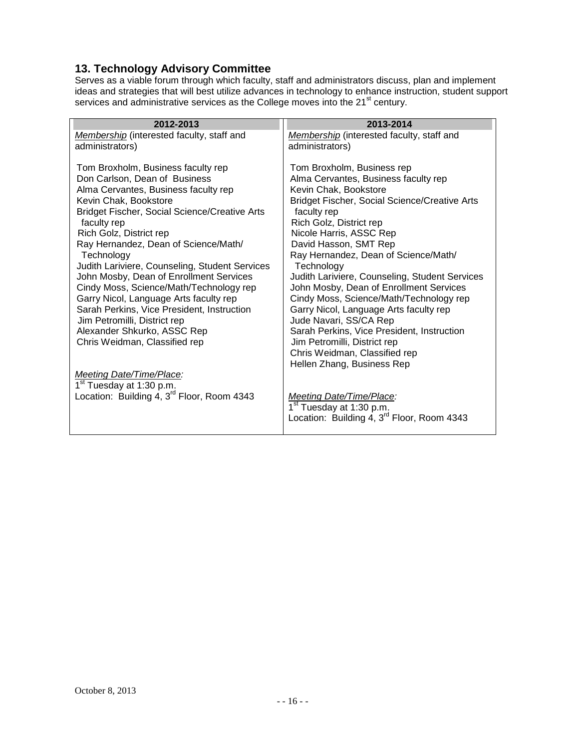## 13. Technology Advisory Committee

Serves as a viable forum through which faculty, staff and administrators discuss, plan and implement ideas and strategies that will best utilize advances in technology to enhance instruction, student support services and administrative services as the College moves into the 21st century.

| 2012-2013 | 2013-2014 |
|---|---|
| *Membership* (interested faculty, staff and administrators) | *Membership* (interested faculty, staff and administrators) |
| Tom Broxholm, Business faculty rep<br>Don Carlson, Dean of Business<br>Alma Cervantes, Business faculty rep<br>Kevin Chak, Bookstore<br>Bridget Fischer, Social Science/Creative Arts faculty rep<br>Rich Golz, District rep<br>Ray Hernandez, Dean of Science/Math/ Technology<br>Judith Lariviere, Counseling, Student Services<br>John Mosby, Dean of Enrollment Services<br>Cindy Moss, Science/Math/Technology rep<br>Garry Nicol, Language Arts faculty rep<br>Sarah Perkins, Vice President, Instruction<br>Jim Petromilli, District rep<br>Alexander Shkurko, ASSC Rep<br>Chris Weidman, Classified rep | Tom Broxholm, Business rep<br>Alma Cervantes, Business faculty rep<br>Kevin Chak, Bookstore<br>Bridget Fischer, Social Science/Creative Arts faculty rep<br>Rich Golz, District rep<br>Nicole Harris, ASSC Rep<br>David Hasson, SMT Rep<br>Ray Hernandez, Dean of Science/Math/ Technology<br>Judith Lariviere, Counseling, Student Services<br>John Mosby, Dean of Enrollment Services<br>Cindy Moss, Science/Math/Technology rep<br>Garry Nicol, Language Arts faculty rep<br>Jude Navari, SS/CA Rep<br>Sarah Perkins, Vice President, Instruction<br>Jim Petromilli, District rep<br>Chris Weidman, Classified rep<br>Hellen Zhang, Business Rep |
| *Meeting Date/Time/Place:*<br>1st Tuesday at 1:30 p.m.<br>Location: Building 4, 3rd Floor, Room 4343 | *Meeting Date/Time/Place:*<br>1st Tuesday at 1:30 p.m.<br>Location: Building 4, 3rd Floor, Room 4343 |

October 8, 2013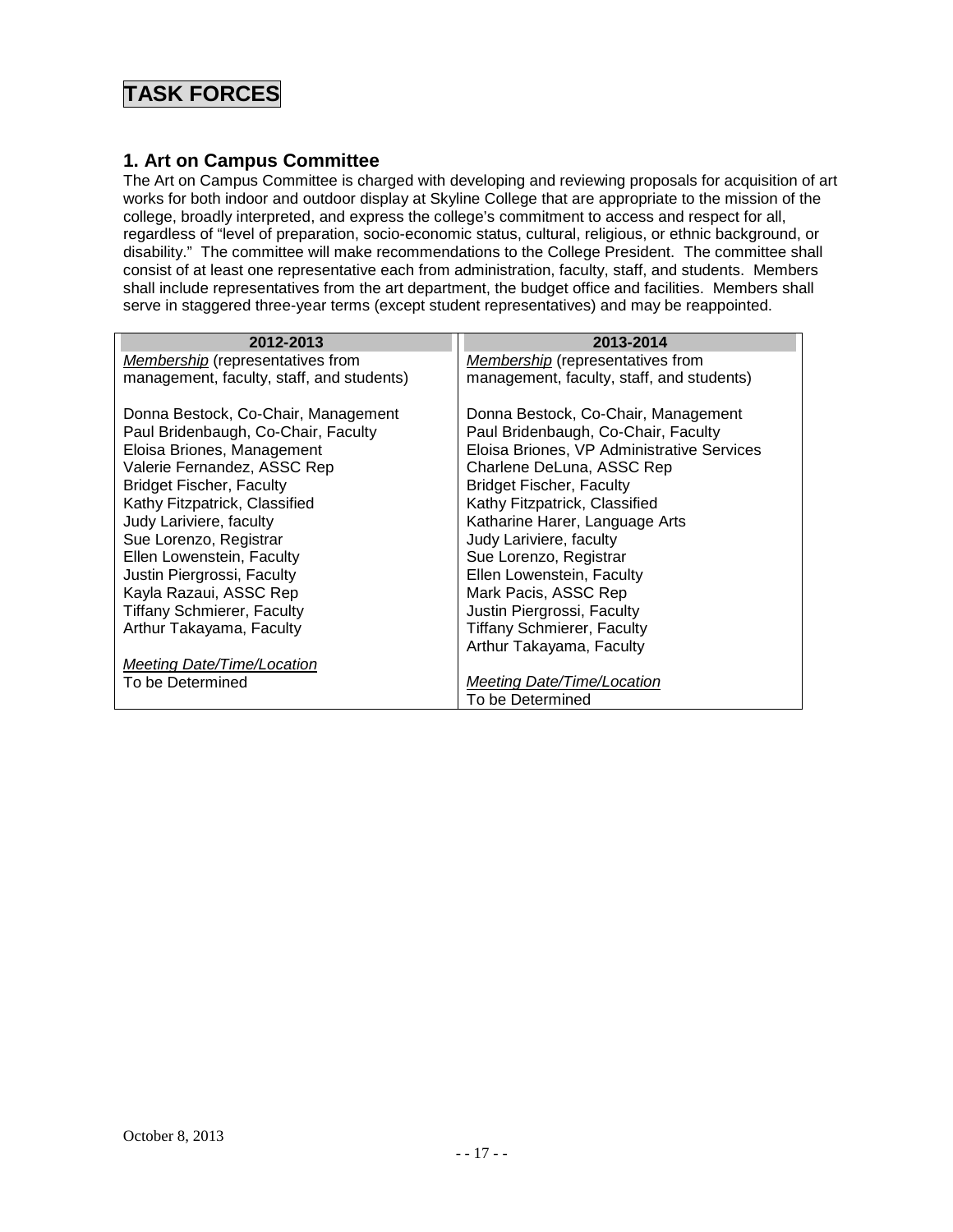# TASK FORCES

## 1. Art on Campus Committee

The Art on Campus Committee is charged with developing and reviewing proposals for acquisition of art works for both indoor and outdoor display at Skyline College that are appropriate to the mission of the college, broadly interpreted, and express the college's commitment to access and respect for all, regardless of "level of preparation, socio-economic status, cultural, religious, or ethnic background, or disability." The committee will make recommendations to the College President. The committee shall consist of at least one representative each from administration, faculty, staff, and students. Members shall include representatives from the art department, the budget office and facilities. Members shall serve in staggered three-year terms (except student representatives) and may be reappointed.

| 2012-2013 | 2013-2014 |
|---|---|
| *Membership* (representatives from management, faculty, staff, and students) | *Membership* (representatives from management, faculty, staff, and students) |
| Donna Bestock, Co-Chair, Management | Donna Bestock, Co-Chair, Management |
| Paul Bridenbaugh, Co-Chair, Faculty | Paul Bridenbaugh, Co-Chair, Faculty |
| Eloisa Briones, Management | Eloisa Briones, VP Administrative Services |
| Valerie Fernandez, ASSC Rep | Charlene DeLuna, ASSC Rep |
| Bridget Fischer, Faculty | Bridget Fischer, Faculty |
| Kathy Fitzpatrick, Classified | Kathy Fitzpatrick, Classified |
| Judy Lariviere, faculty | Katharine Harer, Language Arts |
| Sue Lorenzo, Registrar | Judy Lariviere, faculty |
| Ellen Lowenstein, Faculty | Sue Lorenzo, Registrar |
| Justin Piergrossi, Faculty | Ellen Lowenstein, Faculty |
| Kayla Razaui, ASSC Rep | Mark Pacis, ASSC Rep |
| Tiffany Schmierer, Faculty | Justin Piergrossi, Faculty |
| Arthur Takayama, Faculty | Tiffany Schmierer, Faculty |
| | Arthur Takayama, Faculty |
| *Meeting Date/Time/Location* | *Meeting Date/Time/Location* |
| To be Determined | To be Determined |

October 8, 2013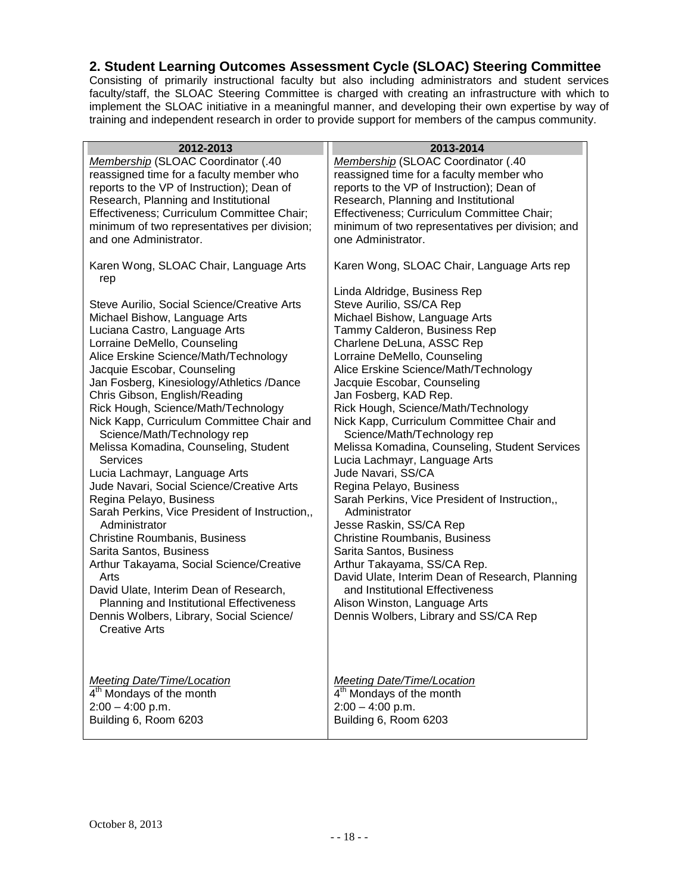## 2. Student Learning Outcomes Assessment Cycle (SLOAC) Steering Committee

Consisting of primarily instructional faculty but also including administrators and student services faculty/staff, the SLOAC Steering Committee is charged with creating an infrastructure with which to implement the SLOAC initiative in a meaningful manner, and developing their own expertise by way of training and independent research in order to provide support for members of the campus community.

| 2012-2013 | 2013-2014 |
|---|---|
| *Membership* (SLOAC Coordinator (.40 reassigned time for a faculty member who reports to the VP of Instruction); Dean of Research, Planning and Institutional Effectiveness; Curriculum Committee Chair; minimum of two representatives per division; and one Administrator. | *Membership* (SLOAC Coordinator (.40 reassigned time for a faculty member who reports to the VP of Instruction); Dean of Research, Planning and Institutional Effectiveness; Curriculum Committee Chair; minimum of two representatives per division; and one Administrator. |
| Karen Wong, SLOAC Chair, Language Arts rep<br><br>Steve Aurilio, Social Science/Creative Arts<br>Michael Bishow, Language Arts<br>Luciana Castro, Language Arts<br>Lorraine DeMello, Counseling<br>Alice Erskine Science/Math/Technology<br>Jacquie Escobar, Counseling<br>Jan Fosberg, Kinesiology/Athletics /Dance<br>Chris Gibson, English/Reading<br>Rick Hough, Science/Math/Technology<br>Nick Kapp, Curriculum Committee Chair and Science/Math/Technology rep<br>Melissa Komadina, Counseling, Student Services<br>Lucia Lachmayr, Language Arts<br>Jude Navari, Social Science/Creative Arts<br>Regina Pelayo, Business<br>Sarah Perkins, Vice President of Instruction,, Administrator<br>Christine Roumbanis, Business<br>Sarita Santos, Business<br>Arthur Takayama, Social Science/Creative Arts<br>David Ulate, Interim Dean of Research, Planning and Institutional Effectiveness<br>Dennis Wolbers, Library, Social Science/ Creative Arts | Karen Wong, SLOAC Chair, Language Arts rep<br><br>Linda Aldridge, Business Rep<br>Steve Aurilio, SS/CA Rep<br>Michael Bishow, Language Arts<br>Tammy Calderon, Business Rep<br>Charlene DeLuna, ASSC Rep<br>Lorraine DeMello, Counseling<br>Alice Erskine Science/Math/Technology<br>Jacquie Escobar, Counseling<br>Jan Fosberg, KAD Rep.<br>Rick Hough, Science/Math/Technology<br>Nick Kapp, Curriculum Committee Chair and Science/Math/Technology rep<br>Melissa Komadina, Counseling, Student Services<br>Lucia Lachmayr, Language Arts<br>Jude Navari, SS/CA<br>Regina Pelayo, Business<br>Sarah Perkins, Vice President of Instruction,, Administrator<br>Jesse Raskin, SS/CA Rep<br>Christine Roumbanis, Business<br>Sarita Santos, Business<br>Arthur Takayama, SS/CA Rep.<br>David Ulate, Interim Dean of Research, Planning and Institutional Effectiveness<br>Alison Winston, Language Arts<br>Dennis Wolbers, Library and SS/CA Rep |
| *Meeting Date/Time/Location*<br>4th Mondays of the month<br>2:00 – 4:00 p.m.<br>Building 6, Room 6203 | *Meeting Date/Time/Location*<br>4th Mondays of the month<br>2:00 – 4:00 p.m.<br>Building 6, Room 6203 |

October 8, 2013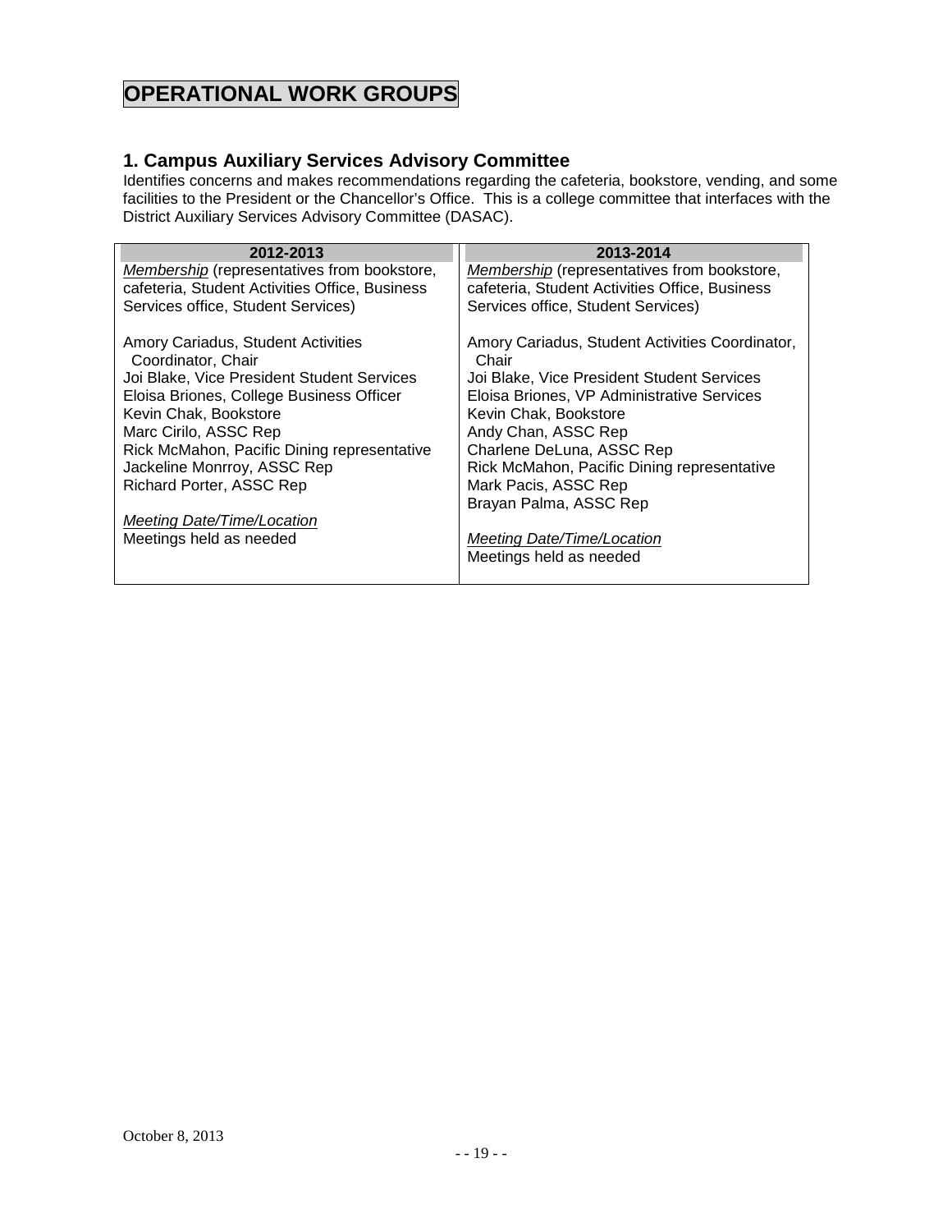# OPERATIONAL WORK GROUPS

## 1. Campus Auxiliary Services Advisory Committee

Identifies concerns and makes recommendations regarding the cafeteria, bookstore, vending, and some facilities to the President or the Chancellor's Office. This is a college committee that interfaces with the District Auxiliary Services Advisory Committee (DASAC).

| 2012-2013 | 2013-2014 |
|---|---|
| *Membership* (representatives from bookstore, cafeteria, Student Activities Office, Business Services office, Student Services)<br><br>Amory Cariadus, Student Activities Coordinator, Chair<br>Joi Blake, Vice President Student Services<br>Eloisa Briones, College Business Officer<br>Kevin Chak, Bookstore<br>Marc Cirilo, ASSC Rep<br>Rick McMahon, Pacific Dining representative<br>Jackeline Monrroy, ASSC Rep<br>Richard Porter, ASSC Rep<br><br>*Meeting Date/Time/Location*<br>Meetings held as needed | *Membership* (representatives from bookstore, cafeteria, Student Activities Office, Business Services office, Student Services)<br><br>Amory Cariadus, Student Activities Coordinator, Chair<br>Joi Blake, Vice President Student Services<br>Eloisa Briones, VP Administrative Services<br>Kevin Chak, Bookstore<br>Andy Chan, ASSC Rep<br>Charlene DeLuna, ASSC Rep<br>Rick McMahon, Pacific Dining representative<br>Mark Pacis, ASSC Rep<br>Brayan Palma, ASSC Rep<br><br>*Meeting Date/Time/Location*<br>Meetings held as needed |

October 8, 2013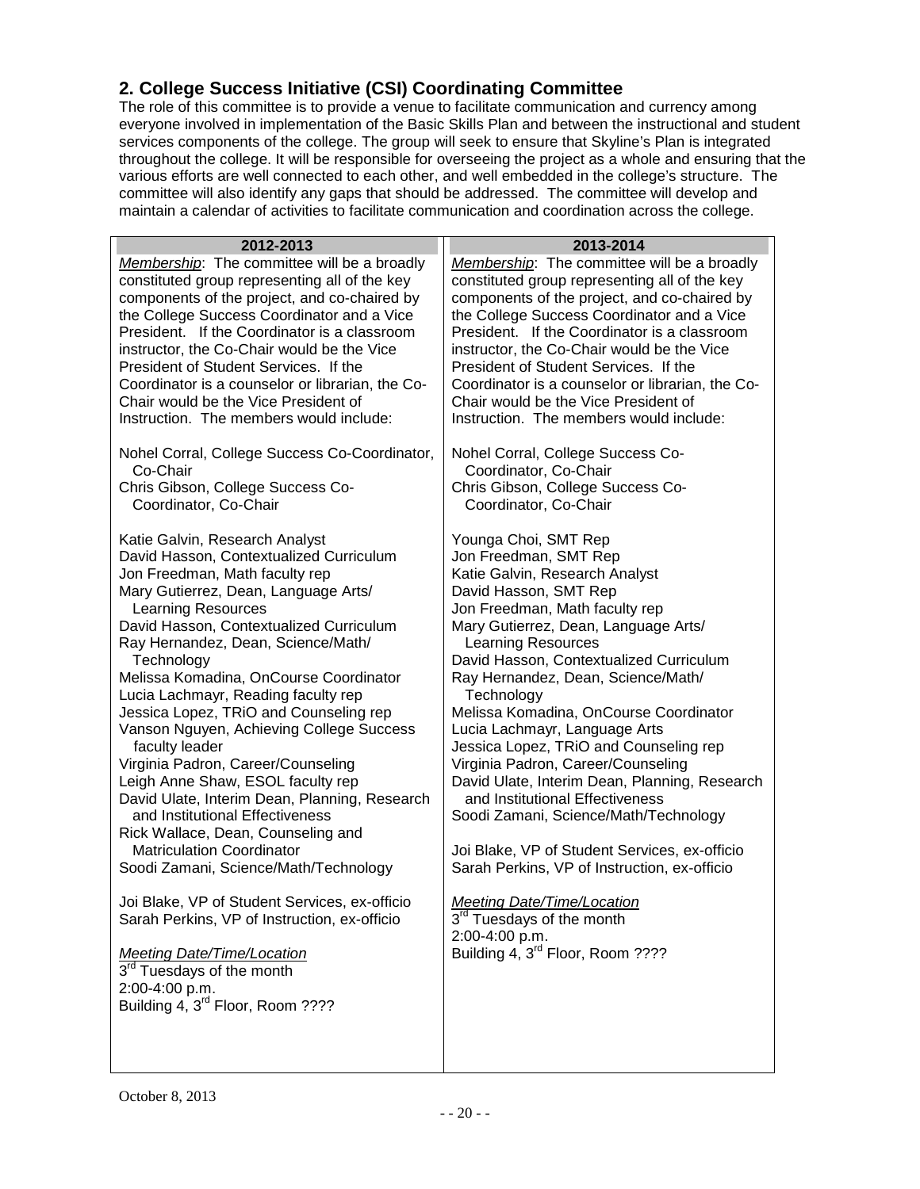## 2. College Success Initiative (CSI) Coordinating Committee

The role of this committee is to provide a venue to facilitate communication and currency among everyone involved in implementation of the Basic Skills Plan and between the instructional and student services components of the college. The group will seek to ensure that Skyline's Plan is integrated throughout the college. It will be responsible for overseeing the project as a whole and ensuring that the various efforts are well connected to each other, and well embedded in the college's structure. The committee will also identify any gaps that should be addressed. The committee will develop and maintain a calendar of activities to facilitate communication and coordination across the college.

| 2012-2013 | 2013-2014 |
|---|---|
| *Membership*: The committee will be a broadly constituted group representing all of the key components of the project, and co-chaired by the College Success Coordinator and a Vice President. If the Coordinator is a classroom instructor, the Co-Chair would be the Vice President of Student Services. If the Coordinator is a counselor or librarian, the Co-Chair would be the Vice President of Instruction. The members would include:<br><br>Nohel Corral, College Success Co-Coordinator, Co-Chair<br>Chris Gibson, College Success Co-Coordinator, Co-Chair<br><br>Katie Galvin, Research Analyst<br>David Hasson, Contextualized Curriculum<br>Jon Freedman, Math faculty rep<br>Mary Gutierrez, Dean, Language Arts/ Learning Resources<br>David Hasson, Contextualized Curriculum<br>Ray Hernandez, Dean, Science/Math/ Technology<br>Melissa Komadina, OnCourse Coordinator<br>Lucia Lachmayr, Reading faculty rep<br>Jessica Lopez, TRiO and Counseling rep<br>Vanson Nguyen, Achieving College Success faculty leader<br>Virginia Padron, Career/Counseling<br>Leigh Anne Shaw, ESOL faculty rep<br>David Ulate, Interim Dean, Planning, Research and Institutional Effectiveness<br>Rick Wallace, Dean, Counseling and Matriculation Coordinator<br>Soodi Zamani, Science/Math/Technology<br><br>Joi Blake, VP of Student Services, ex-officio<br>Sarah Perkins, VP of Instruction, ex-officio<br><br>*Meeting Date/Time/Location*<br>3rd Tuesdays of the month<br>2:00-4:00 p.m.<br>Building 4, 3rd Floor, Room ???? | *Membership*: The committee will be a broadly constituted group representing all of the key components of the project, and co-chaired by the College Success Coordinator and a Vice President. If the Coordinator is a classroom instructor, the Co-Chair would be the Vice President of Student Services. If the Coordinator is a counselor or librarian, the Co-Chair would be the Vice President of Instruction. The members would include:<br><br>Nohel Corral, College Success Co-Coordinator, Co-Chair<br>Chris Gibson, College Success Co-Coordinator, Co-Chair<br><br>Younga Choi, SMT Rep<br>Jon Freedman, SMT Rep<br>Katie Galvin, Research Analyst<br>David Hasson, SMT Rep<br>Jon Freedman, Math faculty rep<br>Mary Gutierrez, Dean, Language Arts/ Learning Resources<br>David Hasson, Contextualized Curriculum<br>Ray Hernandez, Dean, Science/Math/ Technology<br>Melissa Komadina, OnCourse Coordinator<br>Lucia Lachmayr, Language Arts<br>Jessica Lopez, TRiO and Counseling rep<br>Virginia Padron, Career/Counseling<br>David Ulate, Interim Dean, Planning, Research and Institutional Effectiveness<br>Soodi Zamani, Science/Math/Technology<br><br>Joi Blake, VP of Student Services, ex-officio<br>Sarah Perkins, VP of Instruction, ex-officio<br><br>*Meeting Date/Time/Location*<br>3rd Tuesdays of the month<br>2:00-4:00 p.m.<br>Building 4, 3rd Floor, Room ???? |

October 8, 2013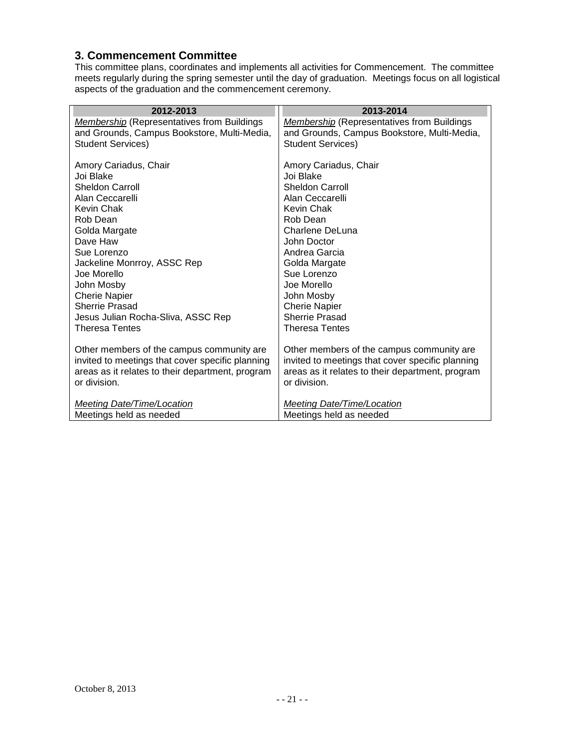## 3. Commencement Committee

This committee plans, coordinates and implements all activities for Commencement. The committee meets regularly during the spring semester until the day of graduation. Meetings focus on all logistical aspects of the graduation and the commencement ceremony.

| 2012-2013 | 2013-2014 |
|---|---|
| *Membership* (Representatives from Buildings and Grounds, Campus Bookstore, Multi-Media, Student Services) | *Membership* (Representatives from Buildings and Grounds, Campus Bookstore, Multi-Media, Student Services) |
| Amory Cariadus, Chair<br>Joi Blake<br>Sheldon Carroll<br>Alan Ceccarelli<br>Kevin Chak<br>Rob Dean<br>Golda Margate<br>Dave Haw<br>Sue Lorenzo<br>Jackeline Monrroy, ASSC Rep<br>Joe Morello<br>John Mosby<br>Cherie Napier<br>Sherrie Prasad<br>Jesus Julian Rocha-Sliva, ASSC Rep<br>Theresa Tentes | Amory Cariadus, Chair<br>Joi Blake<br>Sheldon Carroll<br>Alan Ceccarelli<br>Kevin Chak<br>Rob Dean<br>Charlene DeLuna<br>John Doctor<br>Andrea Garcia<br>Golda Margate<br>Sue Lorenzo<br>Joe Morello<br>John Mosby<br>Cherie Napier<br>Sherrie Prasad<br>Theresa Tentes |
| Other members of the campus community are invited to meetings that cover specific planning areas as it relates to their department, program or division. | Other members of the campus community are invited to meetings that cover specific planning areas as it relates to their department, program or division. |
| *Meeting Date/Time/Location*<br>Meetings held as needed | *Meeting Date/Time/Location*<br>Meetings held as needed |

October 8, 2013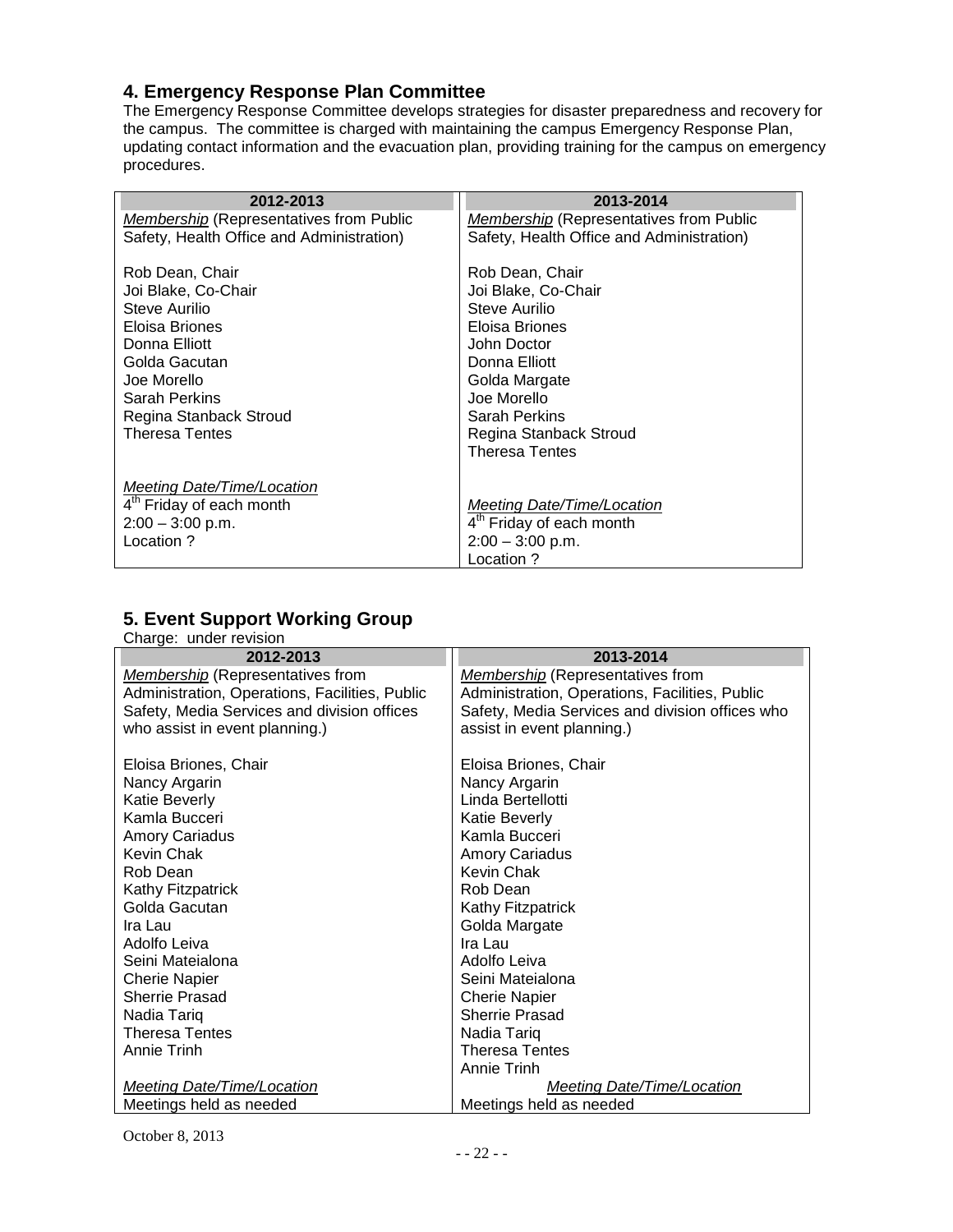## 4. Emergency Response Plan Committee

The Emergency Response Committee develops strategies for disaster preparedness and recovery for the campus. The committee is charged with maintaining the campus Emergency Response Plan, updating contact information and the evacuation plan, providing training for the campus on emergency procedures.

| 2012-2013 | 2013-2014 |
|---|---|
| *Membership* (Representatives from Public Safety, Health Office and Administration) | *Membership* (Representatives from Public Safety, Health Office and Administration) |
| Rob Dean, Chair<br>Joi Blake, Co-Chair<br>Steve Aurilio<br>Eloisa Briones<br>Donna Elliott<br>Golda Gacutan<br>Joe Morello<br>Sarah Perkins<br>Regina Stanback Stroud<br>Theresa Tentes | Rob Dean, Chair<br>Joi Blake, Co-Chair<br>Steve Aurilio<br>Eloisa Briones<br>John Doctor<br>Donna Elliott<br>Golda Margate<br>Joe Morello<br>Sarah Perkins<br>Regina Stanback Stroud<br>Theresa Tentes |
| *Meeting Date/Time/Location*<br>4th Friday of each month<br>2:00 – 3:00 p.m.<br>Location ? | *Meeting Date/Time/Location*<br>4th Friday of each month<br>2:00 – 3:00 p.m.<br>Location ? |

## 5. Event Support Working Group

Charge: under revision

| 2012-2013 | 2013-2014 |
|---|---|
| *Membership* (Representatives from Administration, Operations, Facilities, Public Safety, Media Services and division offices who assist in event planning.) | *Membership* (Representatives from Administration, Operations, Facilities, Public Safety, Media Services and division offices who assist in event planning.) |
| Eloisa Briones, Chair<br>Nancy Argarin<br>Katie Beverly<br>Kamla Bucceri<br>Amory Cariadus<br>Kevin Chak<br>Rob Dean<br>Kathy Fitzpatrick<br>Golda Gacutan<br>Ira Lau<br>Adolfo Leiva<br>Seini Mateialona<br>Cherie Napier<br>Sherrie Prasad<br>Nadia Tariq<br>Theresa Tentes<br>Annie Trinh | Eloisa Briones, Chair<br>Nancy Argarin<br>Linda Bertellotti<br>Katie Beverly<br>Kamla Bucceri<br>Amory Cariadus<br>Kevin Chak<br>Rob Dean<br>Kathy Fitzpatrick<br>Golda Margate<br>Ira Lau<br>Adolfo Leiva<br>Seini Mateialona<br>Cherie Napier<br>Sherrie Prasad<br>Nadia Tariq<br>Theresa Tentes<br>Annie Trinh |
| *Meeting Date/Time/Location*<br>Meetings held as needed | *Meeting Date/Time/Location*<br>Meetings held as needed |

October 8, 2013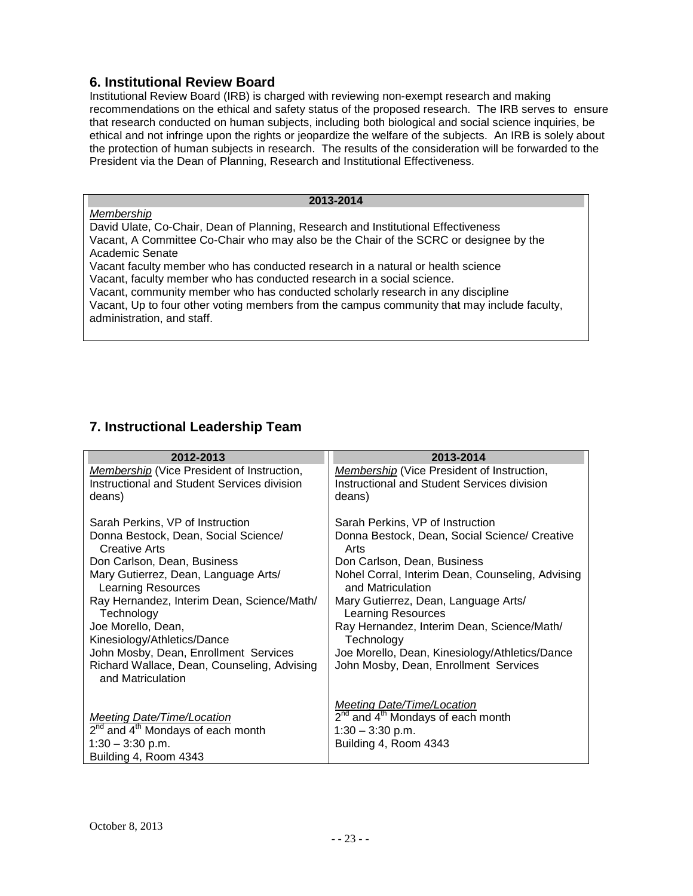## 6. Institutional Review Board

Institutional Review Board (IRB) is charged with reviewing non-exempt research and making recommendations on the ethical and safety status of the proposed research. The IRB serves to ensure that research conducted on human subjects, including both biological and social science inquiries, be ethical and not infringe upon the rights or jeopardize the welfare of the subjects. An IRB is solely about the protection of human subjects in research. The results of the consideration will be forwarded to the President via the Dean of Planning, Research and Institutional Effectiveness.

| 2013-2014 |
|---|
| *Membership*<br>David Ulate, Co-Chair, Dean of Planning, Research and Institutional Effectiveness<br>Vacant, A Committee Co-Chair who may also be the Chair of the SCRC or designee by the Academic Senate<br>Vacant faculty member who has conducted research in a natural or health science<br>Vacant, faculty member who has conducted research in a social science.<br>Vacant, community member who has conducted scholarly research in any discipline<br>Vacant, Up to four other voting members from the campus community that may include faculty, administration, and staff. |

## 7. Instructional Leadership Team

| 2012-2013 | 2013-2014 |
|---|---|
| *Membership* (Vice President of Instruction, Instructional and Student Services division deans) | *Membership* (Vice President of Instruction, Instructional and Student Services division deans) |
| Sarah Perkins, VP of Instruction<br>Donna Bestock, Dean, Social Science/ Creative Arts<br>Don Carlson, Dean, Business<br>Mary Gutierrez, Dean, Language Arts/ Learning Resources<br>Ray Hernandez, Interim Dean, Science/Math/ Technology<br>Joe Morello, Dean, Kinesiology/Athletics/Dance<br>John Mosby, Dean, Enrollment Services<br>Richard Wallace, Dean, Counseling, Advising and Matriculation | Sarah Perkins, VP of Instruction<br>Donna Bestock, Dean, Social Science/ Creative Arts<br>Don Carlson, Dean, Business<br>Nohel Corral, Interim Dean, Counseling, Advising and Matriculation<br>Mary Gutierrez, Dean, Language Arts/ Learning Resources<br>Ray Hernandez, Interim Dean, Science/Math/ Technology<br>Joe Morello, Dean, Kinesiology/Athletics/Dance<br>John Mosby, Dean, Enrollment Services |
| *Meeting Date/Time/Location*<br>2nd and 4th Mondays of each month<br>1:30 – 3:30 p.m.<br>Building 4, Room 4343 | *Meeting Date/Time/Location*<br>2nd and 4th Mondays of each month<br>1:30 – 3:30 p.m.<br>Building 4, Room 4343 |

October 8, 2013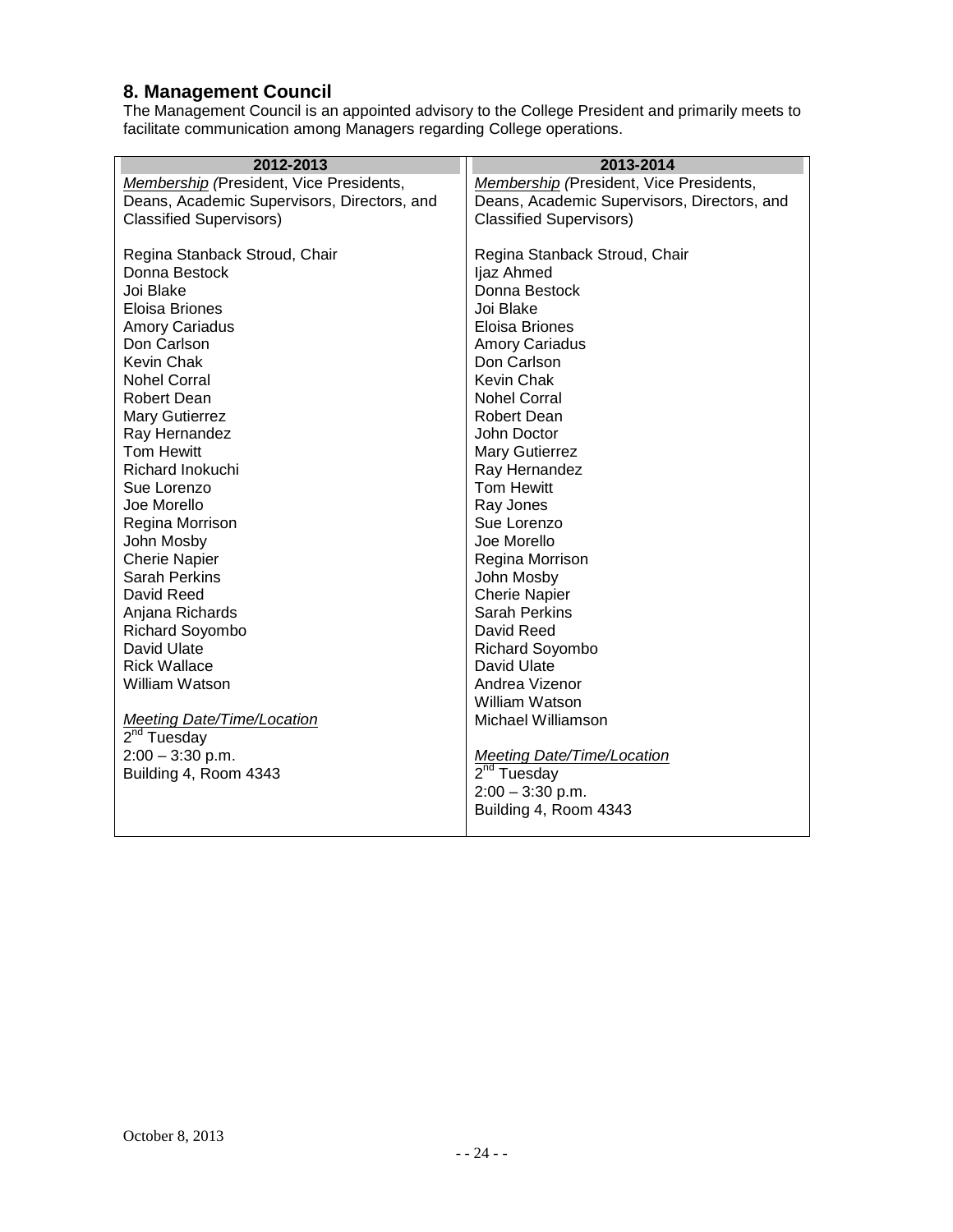## 8. Management Council

The Management Council is an appointed advisory to the College President and primarily meets to facilitate communication among Managers regarding College operations.

| 2012-2013 | 2013-2014 |
| --- | --- |
| *Membership (President, Vice Presidents, Deans, Academic Supervisors, Directors, and Classified Supervisors)*<br><br>Regina Stanback Stroud, Chair<br>Donna Bestock<br>Joi Blake<br>Eloisa Briones<br>Amory Cariadus<br>Don Carlson<br>Kevin Chak<br>Nohel Corral<br>Robert Dean<br>Mary Gutierrez<br>Ray Hernandez<br>Tom Hewitt<br>Richard Inokuchi<br>Sue Lorenzo<br>Joe Morello<br>Regina Morrison<br>John Mosby<br>Cherie Napier<br>Sarah Perkins<br>David Reed<br>Anjana Richards<br>Richard Soyombo<br>David Ulate<br>Rick Wallace<br>William Watson<br><br>*Meeting Date/Time/Location*<br>2nd Tuesday<br>2:00 – 3:30 p.m.<br>Building 4, Room 4343 | *Membership (President, Vice Presidents, Deans, Academic Supervisors, Directors, and Classified Supervisors)*<br><br>Regina Stanback Stroud, Chair<br>Ijaz Ahmed<br>Donna Bestock<br>Joi Blake<br>Eloisa Briones<br>Amory Cariadus<br>Don Carlson<br>Kevin Chak<br>Nohel Corral<br>Robert Dean<br>John Doctor<br>Mary Gutierrez<br>Ray Hernandez<br>Tom Hewitt<br>Ray Jones<br>Sue Lorenzo<br>Joe Morello<br>Regina Morrison<br>John Mosby<br>Cherie Napier<br>Sarah Perkins<br>David Reed<br>Richard Soyombo<br>David Ulate<br>Andrea Vizenor<br>William Watson<br>Michael Williamson<br><br>*Meeting Date/Time/Location*<br>2nd Tuesday<br>2:00 – 3:30 p.m.<br>Building 4, Room 4343 |

October 8, 2013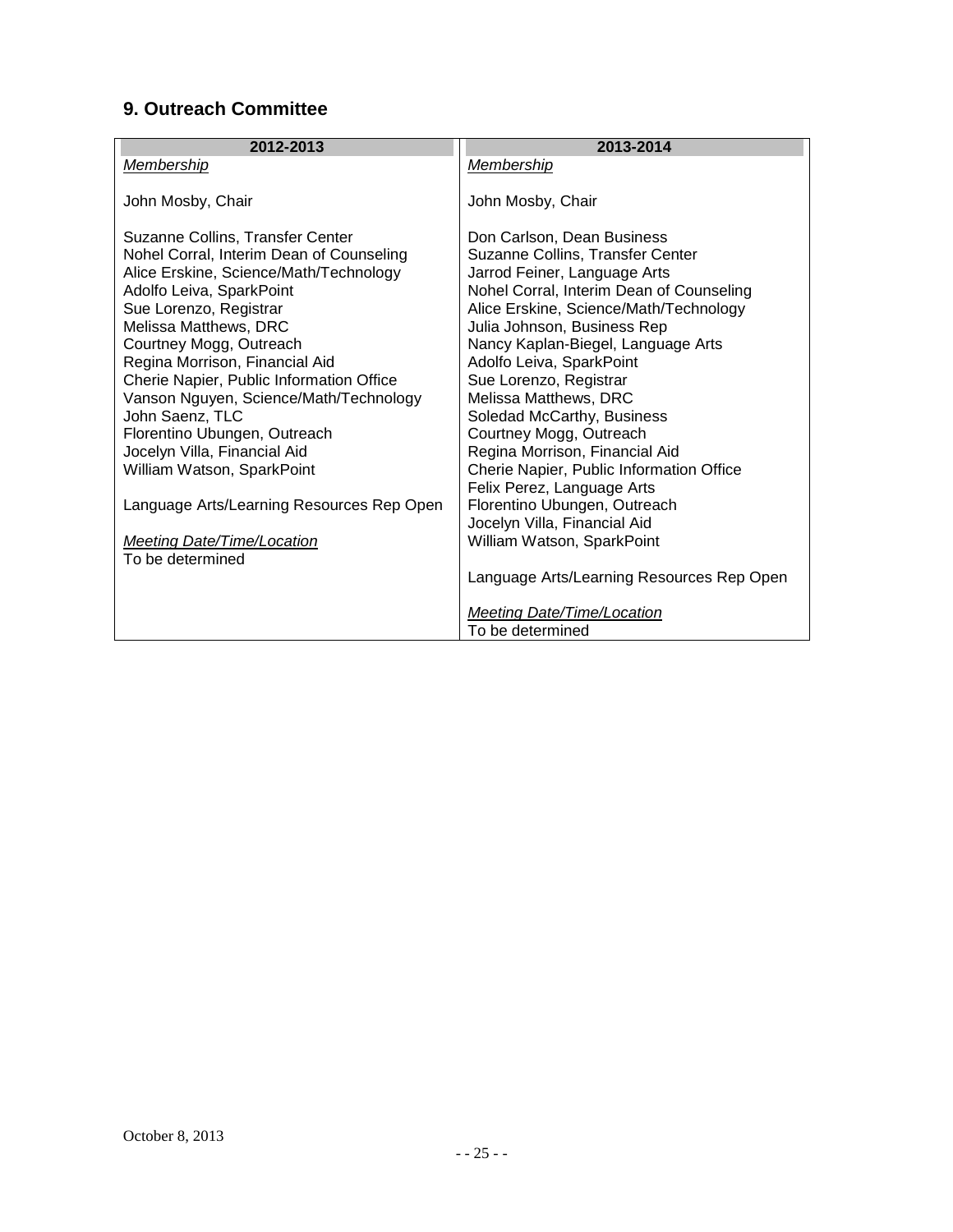## 9. Outreach Committee

| 2012-2013 | 2013-2014 |
|---|---|
| *Membership*<br><br>John Mosby, Chair<br><br>Suzanne Collins, Transfer Center<br>Nohel Corral, Interim Dean of Counseling<br>Alice Erskine, Science/Math/Technology<br>Adolfo Leiva, SparkPoint<br>Sue Lorenzo, Registrar<br>Melissa Matthews, DRC<br>Courtney Mogg, Outreach<br>Regina Morrison, Financial Aid<br>Cherie Napier, Public Information Office<br>Vanson Nguyen, Science/Math/Technology<br>John Saenz, TLC<br>Florentino Ubungen, Outreach<br>Jocelyn Villa, Financial Aid<br>William Watson, SparkPoint<br><br>Language Arts/Learning Resources Rep Open<br><br>*Meeting Date/Time/Location*<br>To be determined | *Membership*<br><br>John Mosby, Chair<br><br>Don Carlson, Dean Business<br>Suzanne Collins, Transfer Center<br>Jarrod Feiner, Language Arts<br>Nohel Corral, Interim Dean of Counseling<br>Alice Erskine, Science/Math/Technology<br>Julia Johnson, Business Rep<br>Nancy Kaplan-Biegel, Language Arts<br>Adolfo Leiva, SparkPoint<br>Sue Lorenzo, Registrar<br>Melissa Matthews, DRC<br>Soledad McCarthy, Business<br>Courtney Mogg, Outreach<br>Regina Morrison, Financial Aid<br>Cherie Napier, Public Information Office<br>Felix Perez, Language Arts<br>Florentino Ubungen, Outreach<br>Jocelyn Villa, Financial Aid<br>William Watson, SparkPoint<br><br>Language Arts/Learning Resources Rep Open<br><br>*Meeting Date/Time/Location*<br>To be determined |

October 8, 2013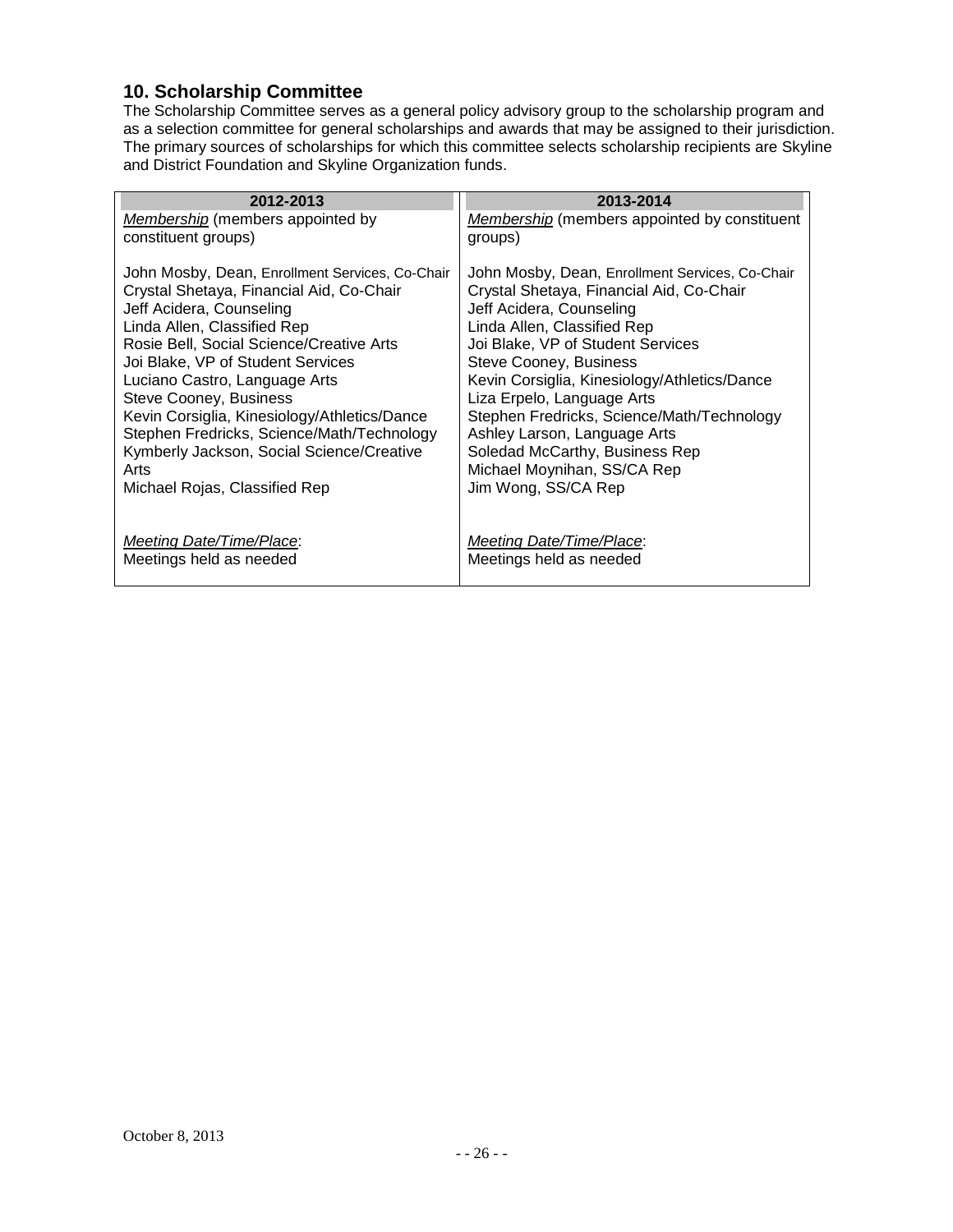## 10. Scholarship Committee

The Scholarship Committee serves as a general policy advisory group to the scholarship program and as a selection committee for general scholarships and awards that may be assigned to their jurisdiction. The primary sources of scholarships for which this committee selects scholarship recipients are Skyline and District Foundation and Skyline Organization funds.

| 2012-2013 | 2013-2014 |
|---|---|
| *Membership* (members appointed by constituent groups)<br><br>John Mosby, Dean, Enrollment Services, Co-Chair<br>Crystal Shetaya, Financial Aid, Co-Chair<br>Jeff Acidera, Counseling<br>Linda Allen, Classified Rep<br>Rosie Bell, Social Science/Creative Arts<br>Joi Blake, VP of Student Services<br>Luciano Castro, Language Arts<br>Steve Cooney, Business<br>Kevin Corsiglia, Kinesiology/Athletics/Dance<br>Stephen Fredricks, Science/Math/Technology<br>Kymberly Jackson, Social Science/Creative Arts<br>Michael Rojas, Classified Rep | *Membership* (members appointed by constituent groups)<br><br>John Mosby, Dean, Enrollment Services, Co-Chair<br>Crystal Shetaya, Financial Aid, Co-Chair<br>Jeff Acidera, Counseling<br>Linda Allen, Classified Rep<br>Joi Blake, VP of Student Services<br>Steve Cooney, Business<br>Kevin Corsiglia, Kinesiology/Athletics/Dance<br>Liza Erpelo, Language Arts<br>Stephen Fredricks, Science/Math/Technology<br>Ashley Larson, Language Arts<br>Soledad McCarthy, Business Rep<br>Michael Moynihan, SS/CA Rep<br>Jim Wong, SS/CA Rep |
| *Meeting Date/Time/Place*:<br>Meetings held as needed | *Meeting Date/Time/Place*:<br>Meetings held as needed |

October 8, 2013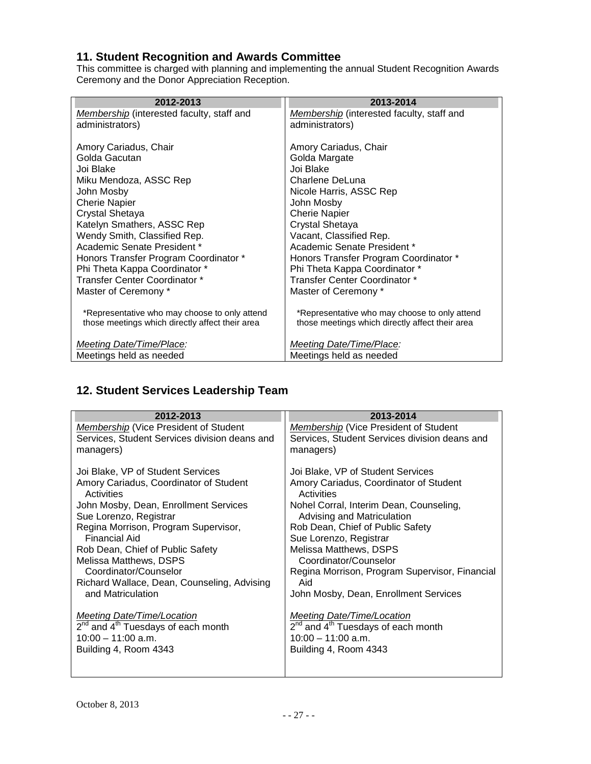## 11. Student Recognition and Awards Committee

This committee is charged with planning and implementing the annual Student Recognition Awards Ceremony and the Donor Appreciation Reception.

| 2012-2013 | 2013-2014 |
|---|---|
| *Membership* (interested faculty, staff and administrators) | *Membership* (interested faculty, staff and administrators) |
| Amory Cariadus, Chair<br>Golda Gacutan<br>Joi Blake<br>Miku Mendoza, ASSC Rep<br>John Mosby<br>Cherie Napier<br>Crystal Shetaya<br>Katelyn Smathers, ASSC Rep<br>Wendy Smith, Classified Rep.<br>Academic Senate President *<br>Honors Transfer Program Coordinator *<br>Phi Theta Kappa Coordinator *<br>Transfer Center Coordinator *<br>Master of Ceremony * | Amory Cariadus, Chair<br>Golda Margate<br>Joi Blake<br>Charlene DeLuna<br>Nicole Harris, ASSC Rep<br>John Mosby<br>Cherie Napier<br>Crystal Shetaya<br>Vacant, Classified Rep.<br>Academic Senate President *<br>Honors Transfer Program Coordinator *<br>Phi Theta Kappa Coordinator *<br>Transfer Center Coordinator *<br>Master of Ceremony * |
| *Representative who may choose to only attend those meetings which directly affect their area | *Representative who may choose to only attend those meetings which directly affect their area |
| *Meeting Date/Time/Place:*<br>Meetings held as needed | *Meeting Date/Time/Place:*<br>Meetings held as needed |

## 12. Student Services Leadership Team

| 2012-2013 | 2013-2014 |
|---|---|
| *Membership* (Vice President of Student Services, Student Services division deans and managers) | *Membership* (Vice President of Student Services, Student Services division deans and managers) |
| Joi Blake, VP of Student Services<br>Amory Cariadus, Coordinator of Student Activities<br>John Mosby, Dean, Enrollment Services<br>Sue Lorenzo, Registrar<br>Regina Morrison, Program Supervisor, Financial Aid<br>Rob Dean, Chief of Public Safety<br>Melissa Matthews, DSPS Coordinator/Counselor<br>Richard Wallace, Dean, Counseling, Advising and Matriculation | Joi Blake, VP of Student Services<br>Amory Cariadus, Coordinator of Student Activities<br>Nohel Corral, Interim Dean, Counseling, Advising and Matriculation<br>Rob Dean, Chief of Public Safety<br>Sue Lorenzo, Registrar<br>Melissa Matthews, DSPS Coordinator/Counselor<br>Regina Morrison, Program Supervisor, Financial Aid<br>John Mosby, Dean, Enrollment Services |
| *Meeting Date/Time/Location*<br>2nd and 4th Tuesdays of each month<br>10:00 – 11:00 a.m.<br>Building 4, Room 4343 | *Meeting Date/Time/Location*<br>2nd and 4th Tuesdays of each month<br>10:00 – 11:00 a.m.<br>Building 4, Room 4343 |

October 8, 2013